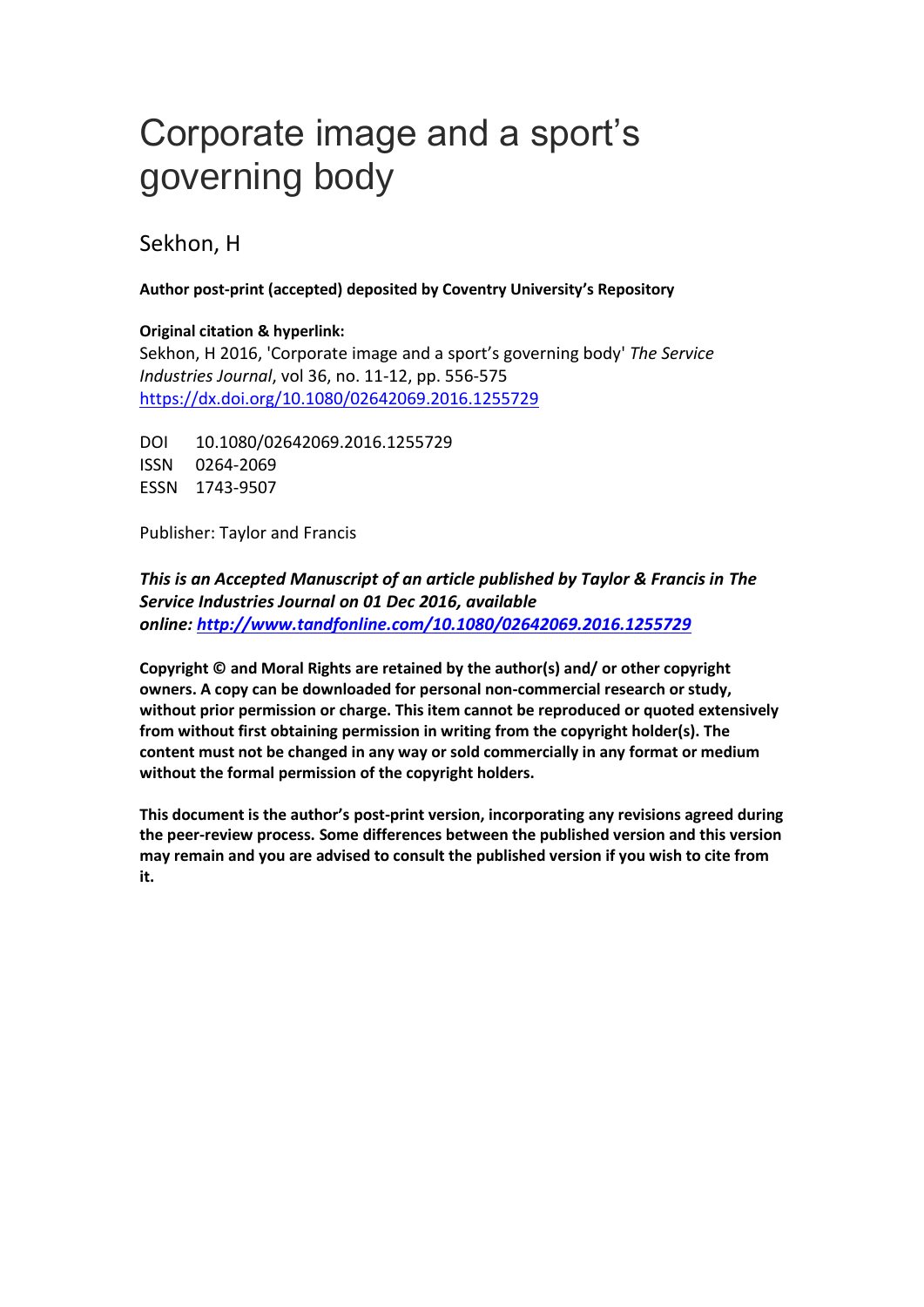# Corporate image and a sport's governing body

Sekhon, H

**Author post-print (accepted) deposited by Coventry University's Repository**

**Original citation & hyperlink:**

Sekhon, H 2016, 'Corporate image and a sport's governing body' *The Service Industries Journal*, vol 36, no. 11-12, pp. 556-575
https://dx.doi.org/10.1080/02642069.2016.1255729

DOI 10.1080/02642069.2016.1255729
ISSN 0264-2069
ESSN 1743-9507

Publisher: Taylor and Francis

***This is an Accepted Manuscript of an article published by Taylor & Francis in The Service Industries Journal on 01 Dec 2016, available online: http://www.tandfonline.com/10.1080/02642069.2016.1255729***

**Copyright © and Moral Rights are retained by the author(s) and/ or other copyright owners. A copy can be downloaded for personal non-commercial research or study, without prior permission or charge. This item cannot be reproduced or quoted extensively from without first obtaining permission in writing from the copyright holder(s). The content must not be changed in any way or sold commercially in any format or medium without the formal permission of the copyright holders.**

**This document is the author's post-print version, incorporating any revisions agreed during the peer-review process. Some differences between the published version and this version may remain and you are advised to consult the published version if you wish to cite from it.**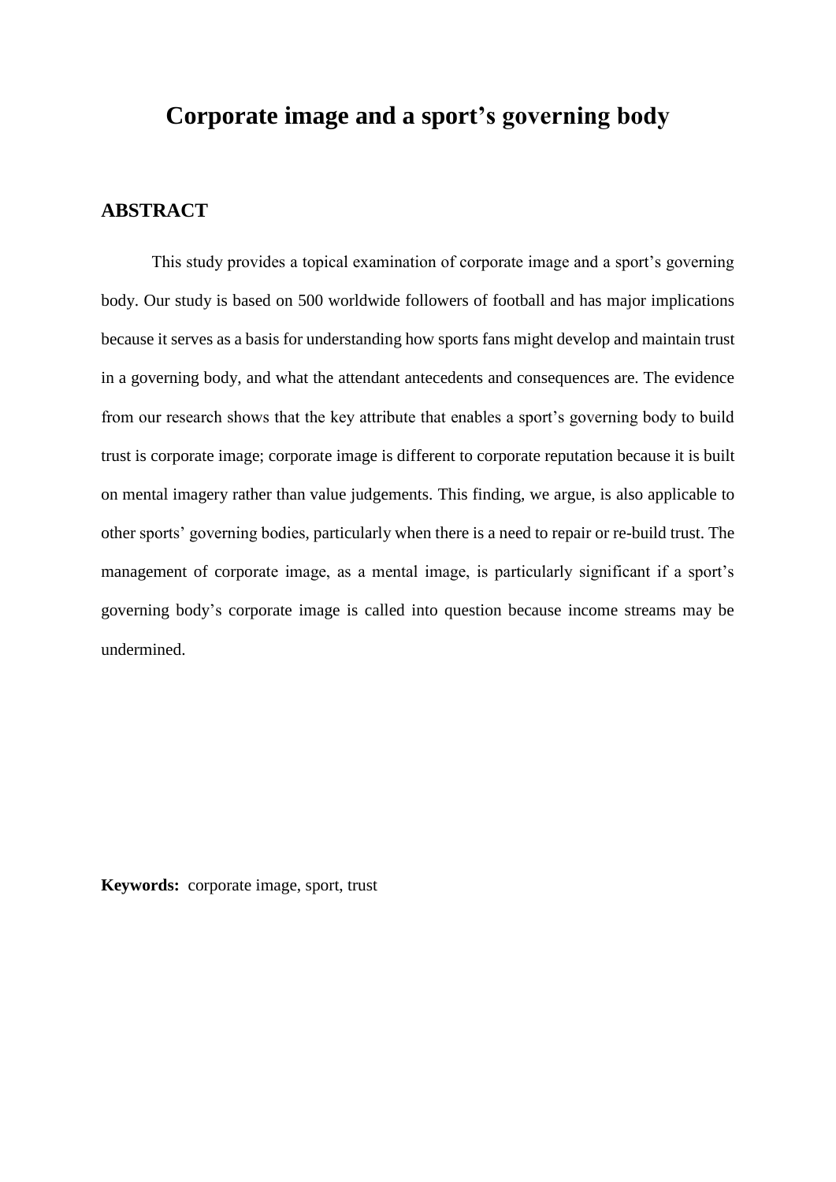# Corporate image and a sport's governing body

## ABSTRACT

This study provides a topical examination of corporate image and a sport's governing body. Our study is based on 500 worldwide followers of football and has major implications because it serves as a basis for understanding how sports fans might develop and maintain trust in a governing body, and what the attendant antecedents and consequences are. The evidence from our research shows that the key attribute that enables a sport's governing body to build trust is corporate image; corporate image is different to corporate reputation because it is built on mental imagery rather than value judgements. This finding, we argue, is also applicable to other sports' governing bodies, particularly when there is a need to repair or re-build trust. The management of corporate image, as a mental image, is particularly significant if a sport's governing body's corporate image is called into question because income streams may be undermined.

**Keywords:** corporate image, sport, trust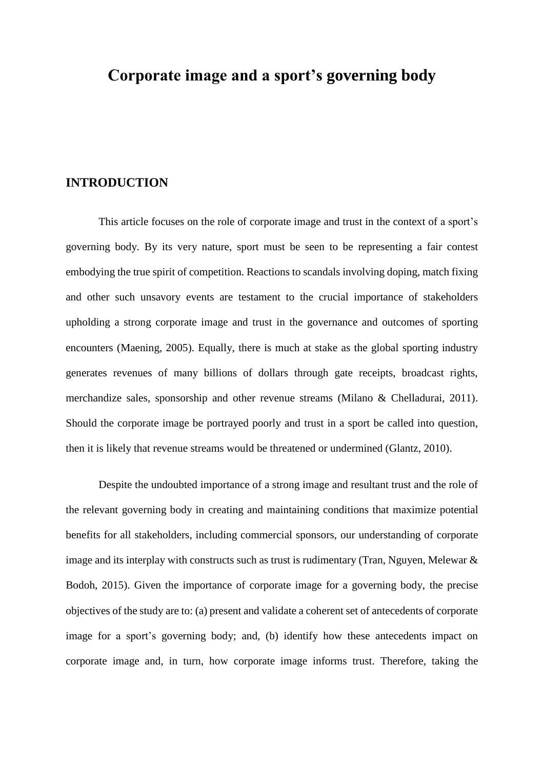# Corporate image and a sport's governing body

## INTRODUCTION

This article focuses on the role of corporate image and trust in the context of a sport's governing body. By its very nature, sport must be seen to be representing a fair contest embodying the true spirit of competition. Reactions to scandals involving doping, match fixing and other such unsavory events are testament to the crucial importance of stakeholders upholding a strong corporate image and trust in the governance and outcomes of sporting encounters (Maening, 2005). Equally, there is much at stake as the global sporting industry generates revenues of many billions of dollars through gate receipts, broadcast rights, merchandize sales, sponsorship and other revenue streams (Milano & Chelladurai, 2011). Should the corporate image be portrayed poorly and trust in a sport be called into question, then it is likely that revenue streams would be threatened or undermined (Glantz, 2010).

Despite the undoubted importance of a strong image and resultant trust and the role of the relevant governing body in creating and maintaining conditions that maximize potential benefits for all stakeholders, including commercial sponsors, our understanding of corporate image and its interplay with constructs such as trust is rudimentary (Tran, Nguyen, Melewar & Bodoh, 2015). Given the importance of corporate image for a governing body, the precise objectives of the study are to: (a) present and validate a coherent set of antecedents of corporate image for a sport's governing body; and, (b) identify how these antecedents impact on corporate image and, in turn, how corporate image informs trust. Therefore, taking the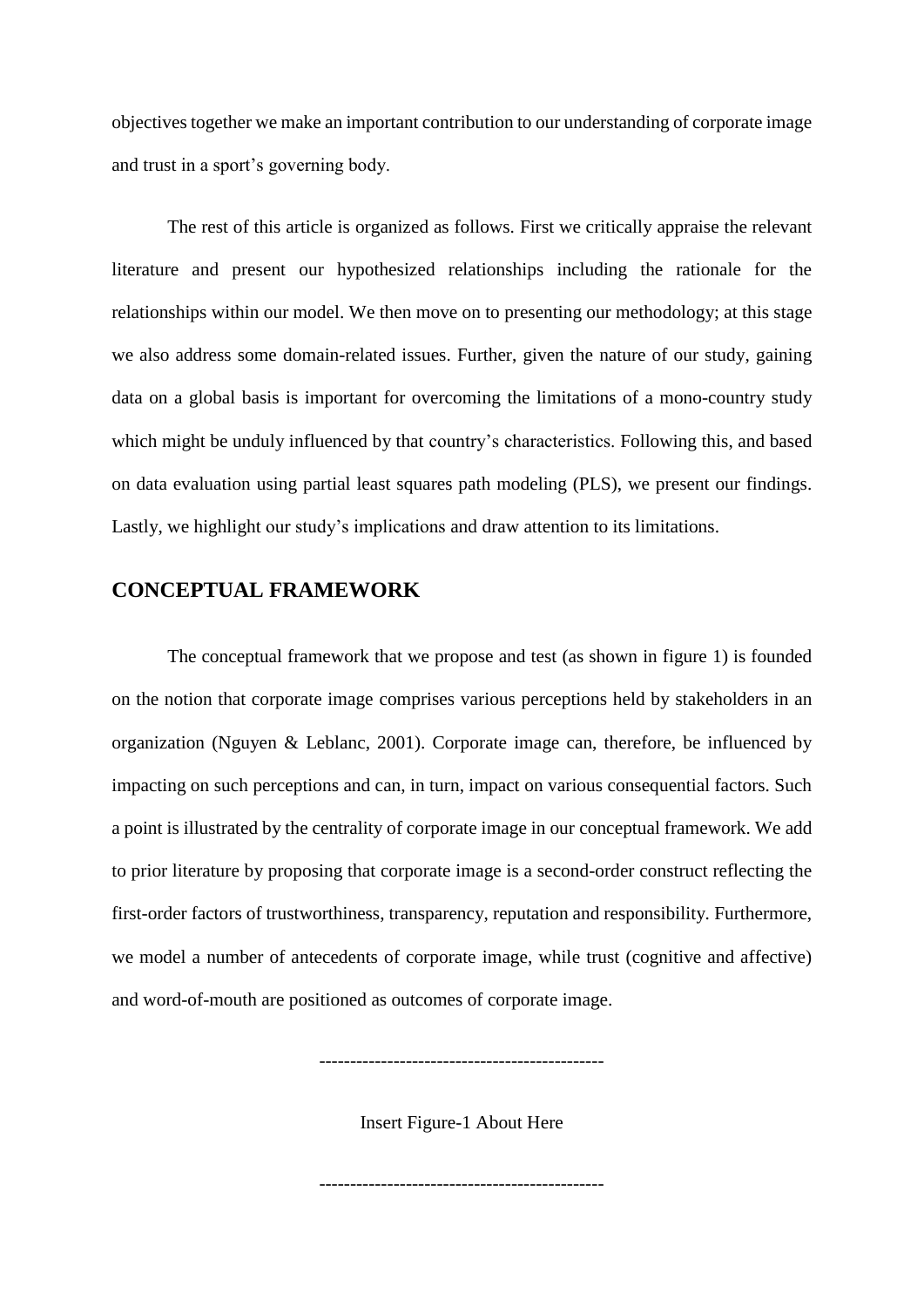objectives together we make an important contribution to our understanding of corporate image and trust in a sport's governing body.

The rest of this article is organized as follows. First we critically appraise the relevant literature and present our hypothesized relationships including the rationale for the relationships within our model. We then move on to presenting our methodology; at this stage we also address some domain-related issues. Further, given the nature of our study, gaining data on a global basis is important for overcoming the limitations of a mono-country study which might be unduly influenced by that country's characteristics. Following this, and based on data evaluation using partial least squares path modeling (PLS), we present our findings. Lastly, we highlight our study's implications and draw attention to its limitations.

## CONCEPTUAL FRAMEWORK

The conceptual framework that we propose and test (as shown in figure 1) is founded on the notion that corporate image comprises various perceptions held by stakeholders in an organization (Nguyen & Leblanc, 2001). Corporate image can, therefore, be influenced by impacting on such perceptions and can, in turn, impact on various consequential factors. Such a point is illustrated by the centrality of corporate image in our conceptual framework. We add to prior literature by proposing that corporate image is a second-order construct reflecting the first-order factors of trustworthiness, transparency, reputation and responsibility. Furthermore, we model a number of antecedents of corporate image, while trust (cognitive and affective) and word-of-mouth are positioned as outcomes of corporate image.

---------------------------------------------

Insert Figure-1 About Here

---------------------------------------------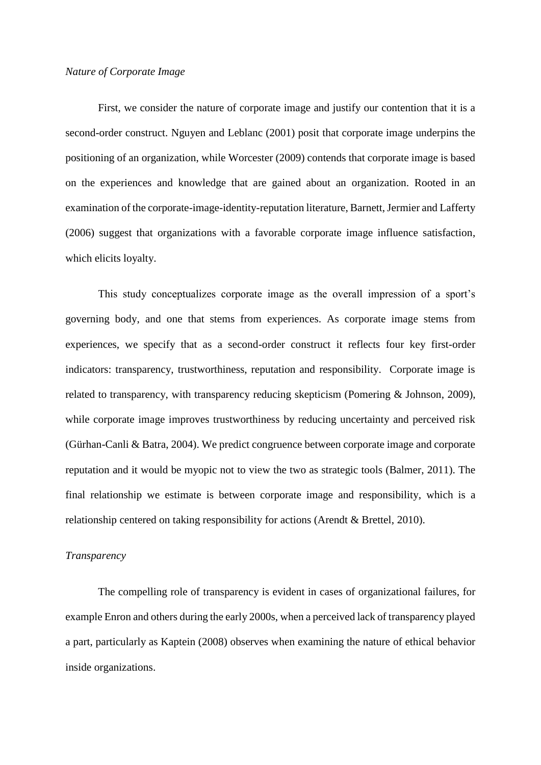*Nature of Corporate Image*

First, we consider the nature of corporate image and justify our contention that it is a second-order construct. Nguyen and Leblanc (2001) posit that corporate image underpins the positioning of an organization, while Worcester (2009) contends that corporate image is based on the experiences and knowledge that are gained about an organization. Rooted in an examination of the corporate-image-identity-reputation literature, Barnett, Jermier and Lafferty (2006) suggest that organizations with a favorable corporate image influence satisfaction, which elicits loyalty.

This study conceptualizes corporate image as the overall impression of a sport's governing body, and one that stems from experiences. As corporate image stems from experiences, we specify that as a second-order construct it reflects four key first-order indicators: transparency, trustworthiness, reputation and responsibility. Corporate image is related to transparency, with transparency reducing skepticism (Pomering & Johnson, 2009), while corporate image improves trustworthiness by reducing uncertainty and perceived risk (Gürhan-Canli & Batra, 2004). We predict congruence between corporate image and corporate reputation and it would be myopic not to view the two as strategic tools (Balmer, 2011). The final relationship we estimate is between corporate image and responsibility, which is a relationship centered on taking responsibility for actions (Arendt & Brettel, 2010).

*Transparency*

The compelling role of transparency is evident in cases of organizational failures, for example Enron and others during the early 2000s, when a perceived lack of transparency played a part, particularly as Kaptein (2008) observes when examining the nature of ethical behavior inside organizations.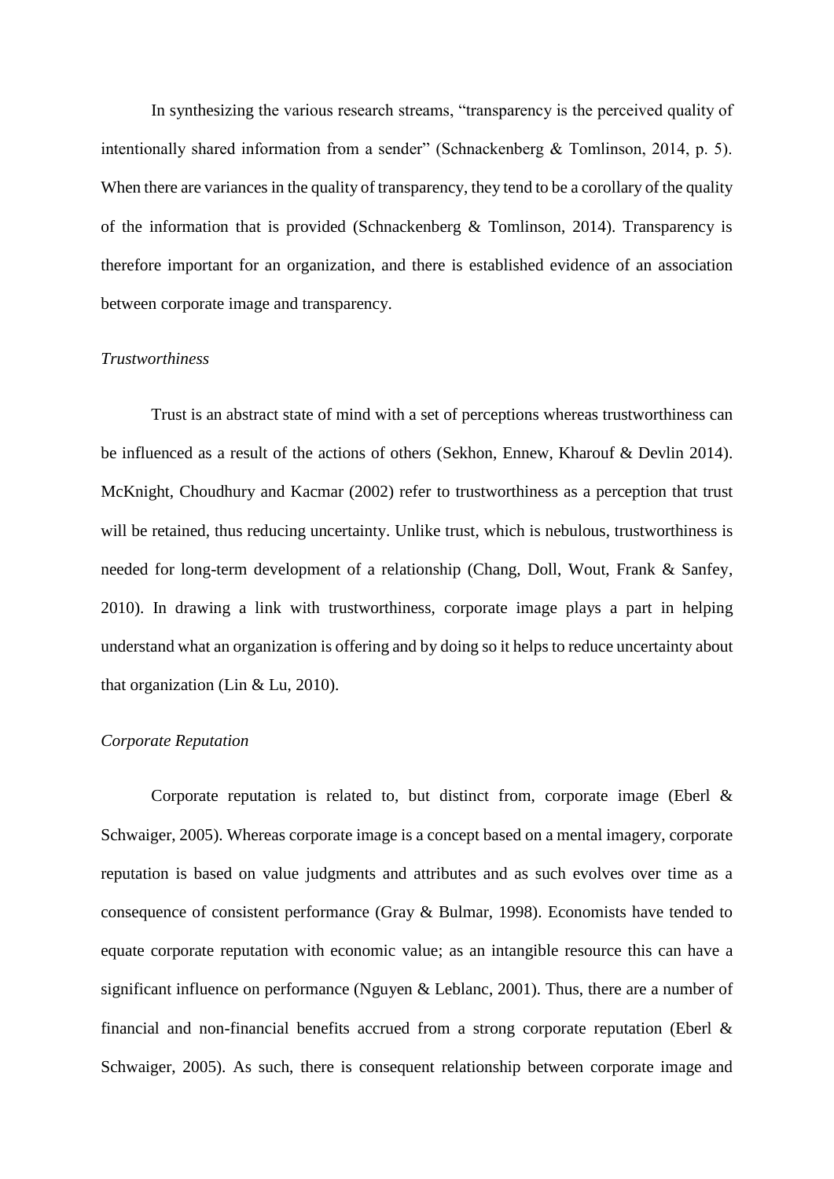In synthesizing the various research streams, "transparency is the perceived quality of intentionally shared information from a sender" (Schnackenberg & Tomlinson, 2014, p. 5). When there are variances in the quality of transparency, they tend to be a corollary of the quality of the information that is provided (Schnackenberg & Tomlinson, 2014). Transparency is therefore important for an organization, and there is established evidence of an association between corporate image and transparency.

### *Trustworthiness*

Trust is an abstract state of mind with a set of perceptions whereas trustworthiness can be influenced as a result of the actions of others (Sekhon, Ennew, Kharouf & Devlin 2014). McKnight, Choudhury and Kacmar (2002) refer to trustworthiness as a perception that trust will be retained, thus reducing uncertainty. Unlike trust, which is nebulous, trustworthiness is needed for long-term development of a relationship (Chang, Doll, Wout, Frank & Sanfey, 2010). In drawing a link with trustworthiness, corporate image plays a part in helping understand what an organization is offering and by doing so it helps to reduce uncertainty about that organization (Lin & Lu, 2010).

### *Corporate Reputation*

Corporate reputation is related to, but distinct from, corporate image (Eberl & Schwaiger, 2005). Whereas corporate image is a concept based on a mental imagery, corporate reputation is based on value judgments and attributes and as such evolves over time as a consequence of consistent performance (Gray & Bulmar, 1998). Economists have tended to equate corporate reputation with economic value; as an intangible resource this can have a significant influence on performance (Nguyen & Leblanc, 2001). Thus, there are a number of financial and non-financial benefits accrued from a strong corporate reputation (Eberl & Schwaiger, 2005). As such, there is consequent relationship between corporate image and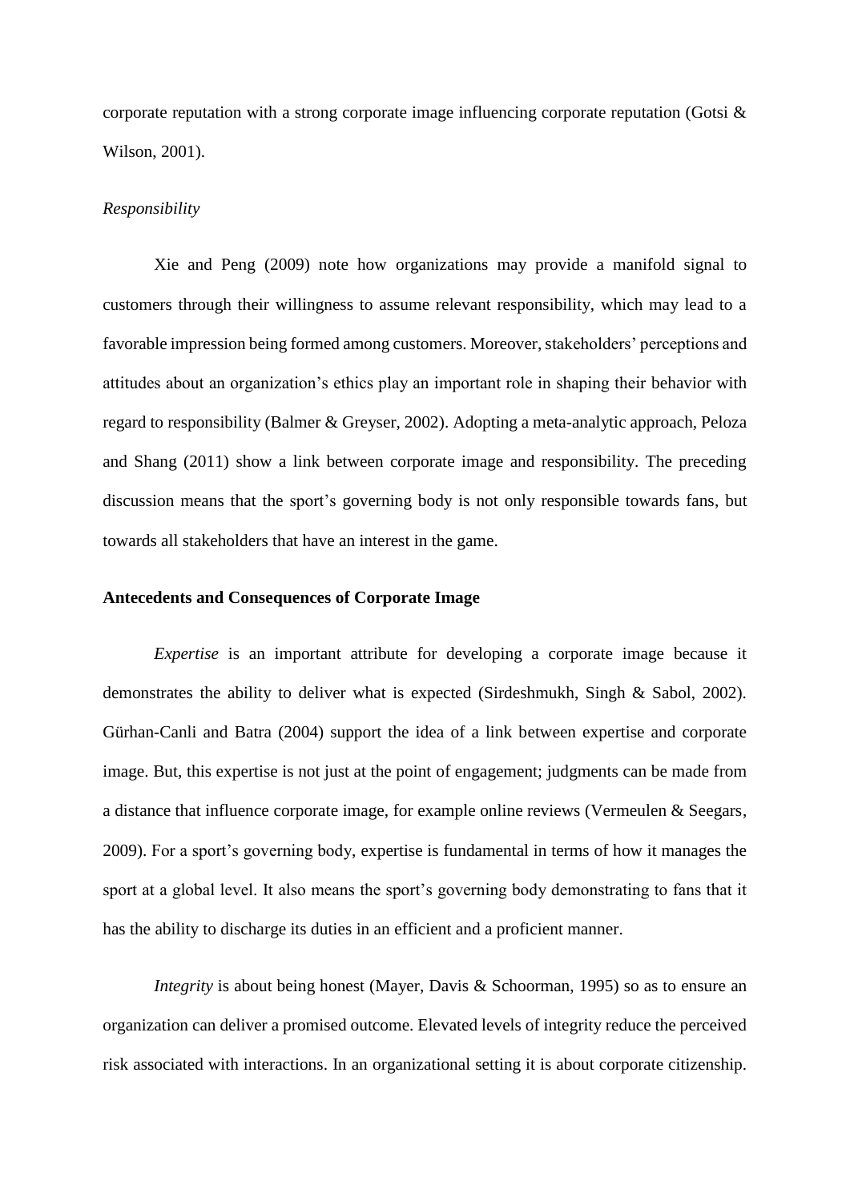corporate reputation with a strong corporate image influencing corporate reputation (Gotsi & Wilson, 2001).

*Responsibility*

Xie and Peng (2009) note how organizations may provide a manifold signal to customers through their willingness to assume relevant responsibility, which may lead to a favorable impression being formed among customers. Moreover, stakeholders' perceptions and attitudes about an organization's ethics play an important role in shaping their behavior with regard to responsibility (Balmer & Greyser, 2002). Adopting a meta-analytic approach, Peloza and Shang (2011) show a link between corporate image and responsibility. The preceding discussion means that the sport's governing body is not only responsible towards fans, but towards all stakeholders that have an interest in the game.

**Antecedents and Consequences of Corporate Image**

*Expertise* is an important attribute for developing a corporate image because it demonstrates the ability to deliver what is expected (Sirdeshmukh, Singh & Sabol, 2002). Gürhan-Canli and Batra (2004) support the idea of a link between expertise and corporate image. But, this expertise is not just at the point of engagement; judgments can be made from a distance that influence corporate image, for example online reviews (Vermeulen & Seegars, 2009). For a sport's governing body, expertise is fundamental in terms of how it manages the sport at a global level. It also means the sport's governing body demonstrating to fans that it has the ability to discharge its duties in an efficient and a proficient manner.

*Integrity* is about being honest (Mayer, Davis & Schoorman, 1995) so as to ensure an organization can deliver a promised outcome. Elevated levels of integrity reduce the perceived risk associated with interactions. In an organizational setting it is about corporate citizenship.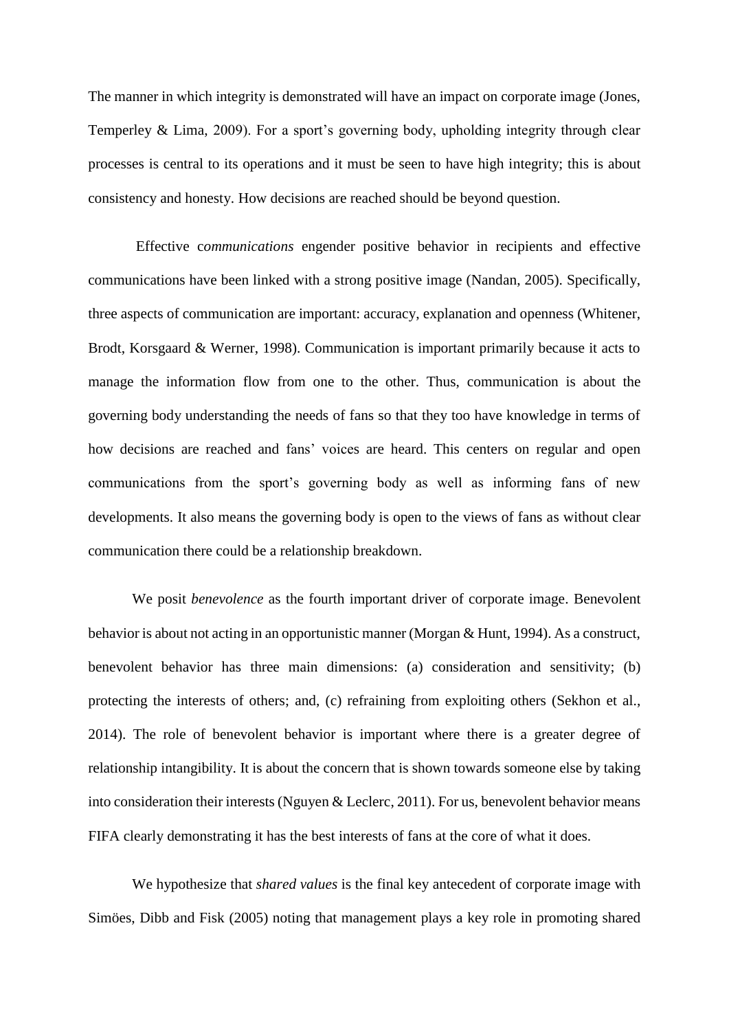The manner in which integrity is demonstrated will have an impact on corporate image (Jones, Temperley & Lima, 2009). For a sport's governing body, upholding integrity through clear processes is central to its operations and it must be seen to have high integrity; this is about consistency and honesty. How decisions are reached should be beyond question.

Effective c*ommunications* engender positive behavior in recipients and effective communications have been linked with a strong positive image (Nandan, 2005). Specifically, three aspects of communication are important: accuracy, explanation and openness (Whitener, Brodt, Korsgaard & Werner, 1998). Communication is important primarily because it acts to manage the information flow from one to the other. Thus, communication is about the governing body understanding the needs of fans so that they too have knowledge in terms of how decisions are reached and fans' voices are heard. This centers on regular and open communications from the sport's governing body as well as informing fans of new developments. It also means the governing body is open to the views of fans as without clear communication there could be a relationship breakdown.

We posit *benevolence* as the fourth important driver of corporate image. Benevolent behavior is about not acting in an opportunistic manner (Morgan & Hunt, 1994). As a construct, benevolent behavior has three main dimensions: (a) consideration and sensitivity; (b) protecting the interests of others; and, (c) refraining from exploiting others (Sekhon et al., 2014). The role of benevolent behavior is important where there is a greater degree of relationship intangibility. It is about the concern that is shown towards someone else by taking into consideration their interests (Nguyen & Leclerc, 2011). For us, benevolent behavior means FIFA clearly demonstrating it has the best interests of fans at the core of what it does.

We hypothesize that *shared values* is the final key antecedent of corporate image with Simöes, Dibb and Fisk (2005) noting that management plays a key role in promoting shared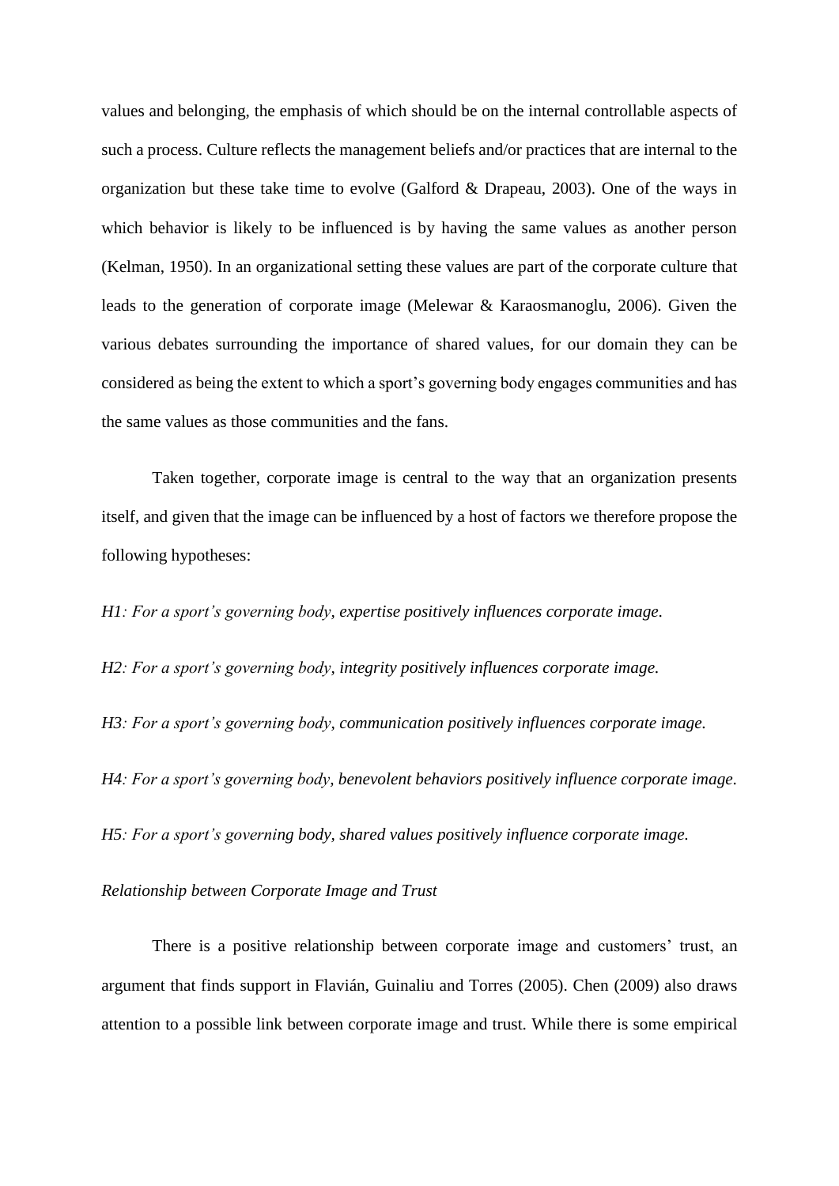values and belonging, the emphasis of which should be on the internal controllable aspects of such a process. Culture reflects the management beliefs and/or practices that are internal to the organization but these take time to evolve (Galford & Drapeau, 2003). One of the ways in which behavior is likely to be influenced is by having the same values as another person (Kelman, 1950). In an organizational setting these values are part of the corporate culture that leads to the generation of corporate image (Melewar & Karaosmanoglu, 2006). Given the various debates surrounding the importance of shared values, for our domain they can be considered as being the extent to which a sport's governing body engages communities and has the same values as those communities and the fans.

Taken together, corporate image is central to the way that an organization presents itself, and given that the image can be influenced by a host of factors we therefore propose the following hypotheses:

*H1: For a sport's governing body, expertise positively influences corporate image.*

*H2: For a sport's governing body, integrity positively influences corporate image.*

*H3: For a sport's governing body, communication positively influences corporate image.*

*H4: For a sport's governing body, benevolent behaviors positively influence corporate image.*

*H5: For a sport's governing body, shared values positively influence corporate image.*

*Relationship between Corporate Image and Trust*

There is a positive relationship between corporate image and customers' trust, an argument that finds support in Flavián, Guinaliu and Torres (2005). Chen (2009) also draws attention to a possible link between corporate image and trust. While there is some empirical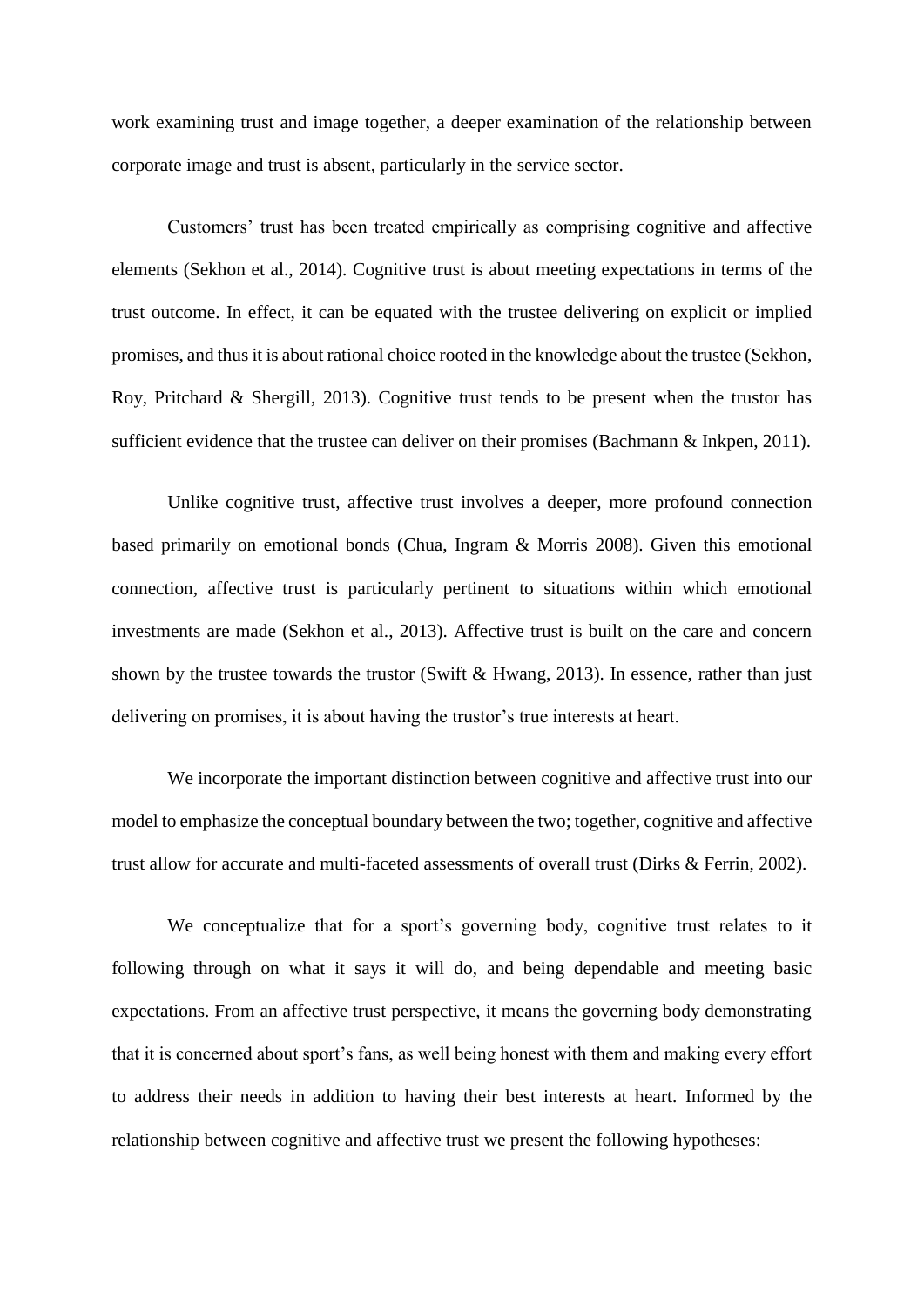work examining trust and image together, a deeper examination of the relationship between corporate image and trust is absent, particularly in the service sector.

Customers' trust has been treated empirically as comprising cognitive and affective elements (Sekhon et al., 2014). Cognitive trust is about meeting expectations in terms of the trust outcome. In effect, it can be equated with the trustee delivering on explicit or implied promises, and thus it is about rational choice rooted in the knowledge about the trustee (Sekhon, Roy, Pritchard & Shergill, 2013). Cognitive trust tends to be present when the trustor has sufficient evidence that the trustee can deliver on their promises (Bachmann & Inkpen, 2011).

Unlike cognitive trust, affective trust involves a deeper, more profound connection based primarily on emotional bonds (Chua, Ingram & Morris 2008). Given this emotional connection, affective trust is particularly pertinent to situations within which emotional investments are made (Sekhon et al., 2013). Affective trust is built on the care and concern shown by the trustee towards the trustor (Swift & Hwang, 2013). In essence, rather than just delivering on promises, it is about having the trustor's true interests at heart.

We incorporate the important distinction between cognitive and affective trust into our model to emphasize the conceptual boundary between the two; together, cognitive and affective trust allow for accurate and multi-faceted assessments of overall trust (Dirks & Ferrin, 2002).

We conceptualize that for a sport's governing body, cognitive trust relates to it following through on what it says it will do, and being dependable and meeting basic expectations. From an affective trust perspective, it means the governing body demonstrating that it is concerned about sport's fans, as well being honest with them and making every effort to address their needs in addition to having their best interests at heart. Informed by the relationship between cognitive and affective trust we present the following hypotheses: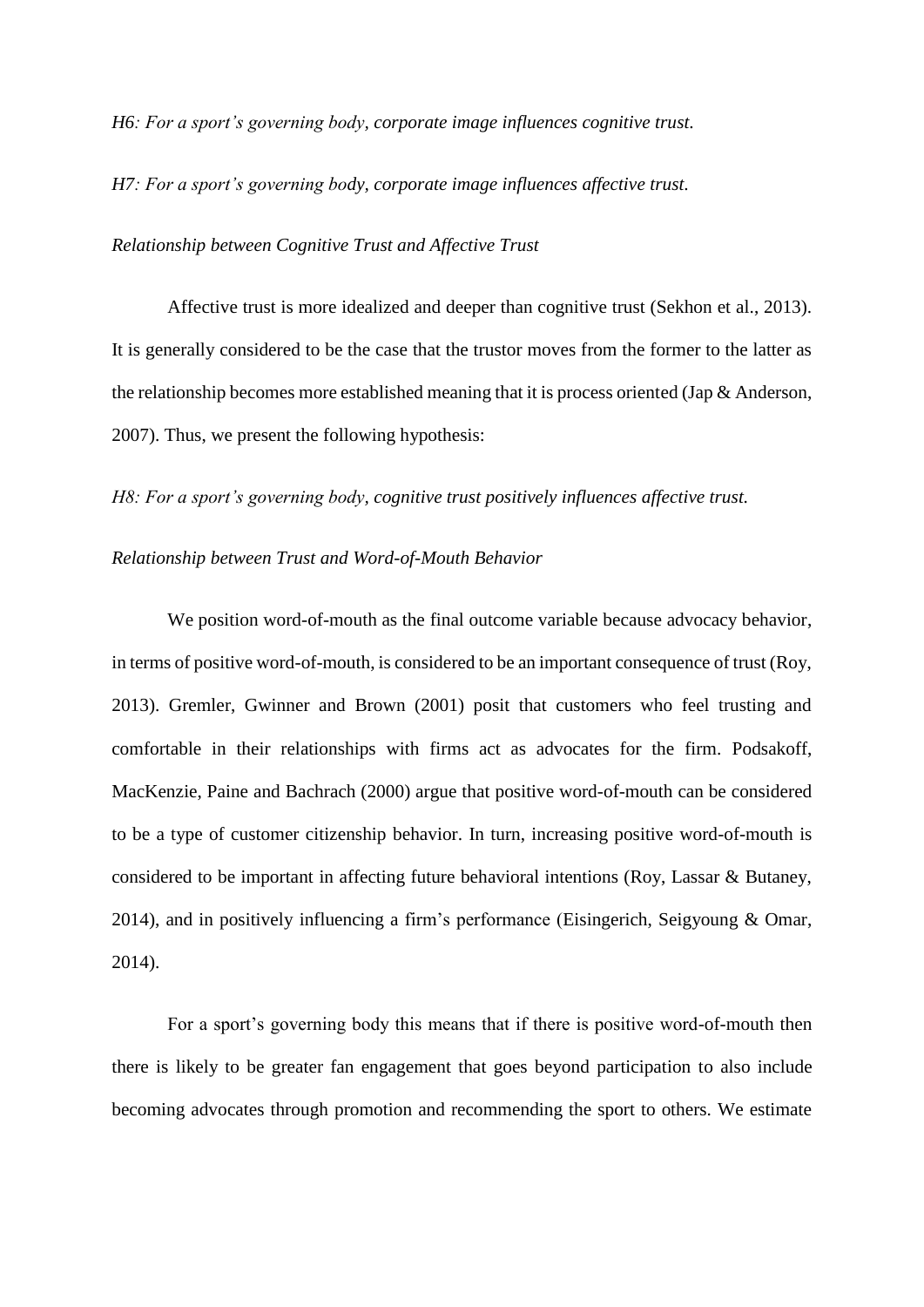*H6: For a sport's governing body, corporate image influences cognitive trust.*

*H7: For a sport's governing body, corporate image influences affective trust.*

*Relationship between Cognitive Trust and Affective Trust*

Affective trust is more idealized and deeper than cognitive trust (Sekhon et al., 2013). It is generally considered to be the case that the trustor moves from the former to the latter as the relationship becomes more established meaning that it is process oriented (Jap & Anderson, 2007). Thus, we present the following hypothesis:

*H8: For a sport's governing body, cognitive trust positively influences affective trust.*

*Relationship between Trust and Word-of-Mouth Behavior*

We position word-of-mouth as the final outcome variable because advocacy behavior, in terms of positive word-of-mouth, is considered to be an important consequence of trust (Roy, 2013). Gremler, Gwinner and Brown (2001) posit that customers who feel trusting and comfortable in their relationships with firms act as advocates for the firm. Podsakoff, MacKenzie, Paine and Bachrach (2000) argue that positive word-of-mouth can be considered to be a type of customer citizenship behavior. In turn, increasing positive word-of-mouth is considered to be important in affecting future behavioral intentions (Roy, Lassar & Butaney, 2014), and in positively influencing a firm's performance (Eisingerich, Seigyoung & Omar, 2014).

For a sport's governing body this means that if there is positive word-of-mouth then there is likely to be greater fan engagement that goes beyond participation to also include becoming advocates through promotion and recommending the sport to others. We estimate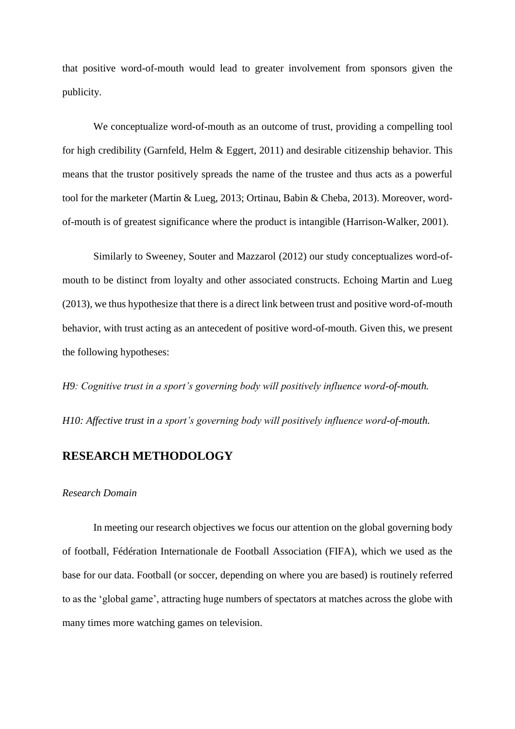that positive word-of-mouth would lead to greater involvement from sponsors given the publicity.

We conceptualize word-of-mouth as an outcome of trust, providing a compelling tool for high credibility (Garnfeld, Helm & Eggert, 2011) and desirable citizenship behavior. This means that the trustor positively spreads the name of the trustee and thus acts as a powerful tool for the marketer (Martin & Lueg, 2013; Ortinau, Babin & Cheba, 2013). Moreover, word-of-mouth is of greatest significance where the product is intangible (Harrison-Walker, 2001).

Similarly to Sweeney, Souter and Mazzarol (2012) our study conceptualizes word-of-mouth to be distinct from loyalty and other associated constructs. Echoing Martin and Lueg (2013), we thus hypothesize that there is a direct link between trust and positive word-of-mouth behavior, with trust acting as an antecedent of positive word-of-mouth. Given this, we present the following hypotheses:

*H9: Cognitive trust in a sport's governing body will positively influence word-of-mouth.*

*H10: Affective trust in a sport's governing body will positively influence word-of-mouth.*

## RESEARCH METHODOLOGY

*Research Domain*

In meeting our research objectives we focus our attention on the global governing body of football, Fédération Internationale de Football Association (FIFA), which we used as the base for our data. Football (or soccer, depending on where you are based) is routinely referred to as the 'global game', attracting huge numbers of spectators at matches across the globe with many times more watching games on television.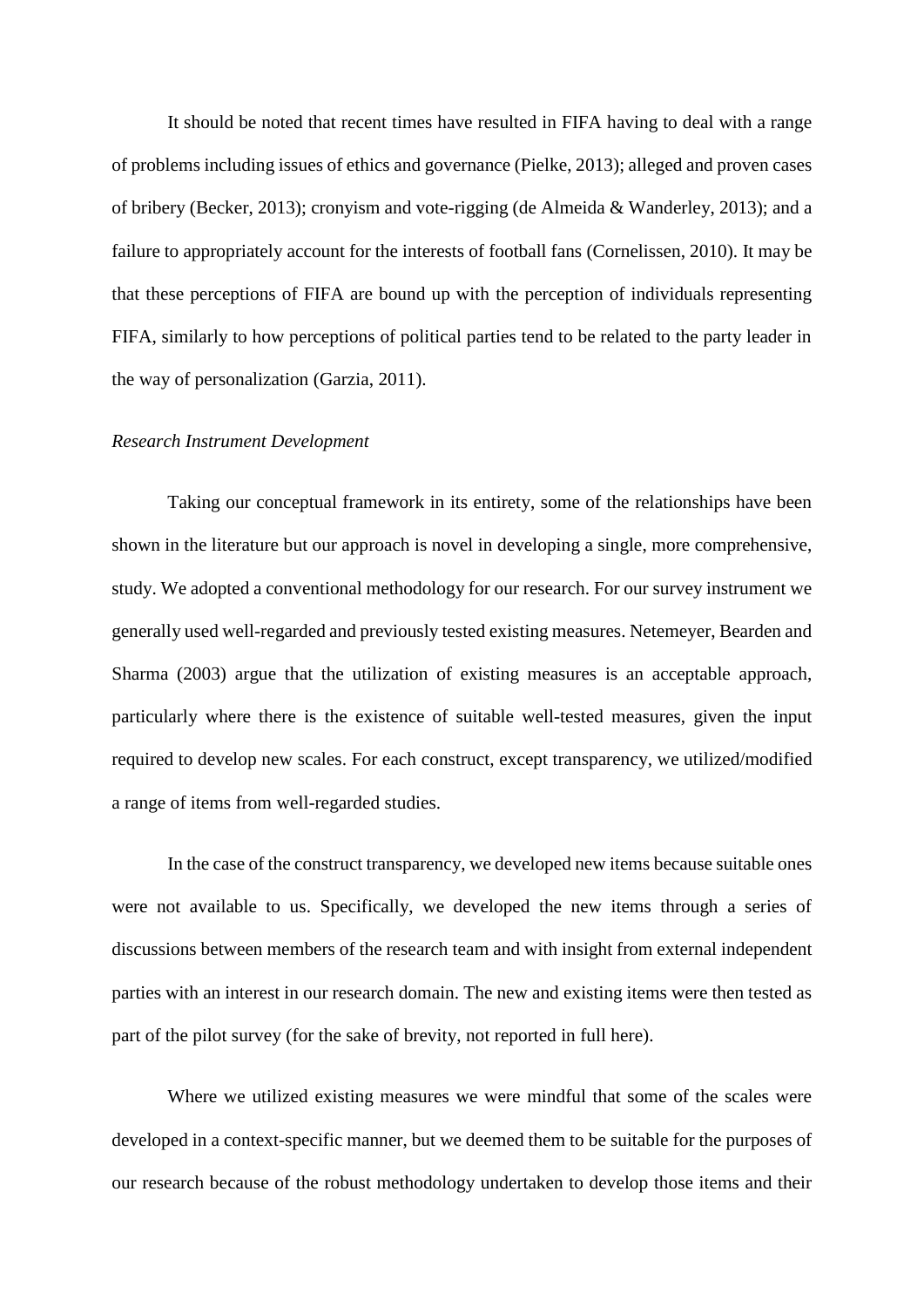It should be noted that recent times have resulted in FIFA having to deal with a range of problems including issues of ethics and governance (Pielke, 2013); alleged and proven cases of bribery (Becker, 2013); cronyism and vote-rigging (de Almeida & Wanderley, 2013); and a failure to appropriately account for the interests of football fans (Cornelissen, 2010). It may be that these perceptions of FIFA are bound up with the perception of individuals representing FIFA, similarly to how perceptions of political parties tend to be related to the party leader in the way of personalization (Garzia, 2011).

*Research Instrument Development*

Taking our conceptual framework in its entirety, some of the relationships have been shown in the literature but our approach is novel in developing a single, more comprehensive, study. We adopted a conventional methodology for our research. For our survey instrument we generally used well-regarded and previously tested existing measures. Netemeyer, Bearden and Sharma (2003) argue that the utilization of existing measures is an acceptable approach, particularly where there is the existence of suitable well-tested measures, given the input required to develop new scales. For each construct, except transparency, we utilized/modified a range of items from well-regarded studies.

In the case of the construct transparency, we developed new items because suitable ones were not available to us. Specifically, we developed the new items through a series of discussions between members of the research team and with insight from external independent parties with an interest in our research domain. The new and existing items were then tested as part of the pilot survey (for the sake of brevity, not reported in full here).

Where we utilized existing measures we were mindful that some of the scales were developed in a context-specific manner, but we deemed them to be suitable for the purposes of our research because of the robust methodology undertaken to develop those items and their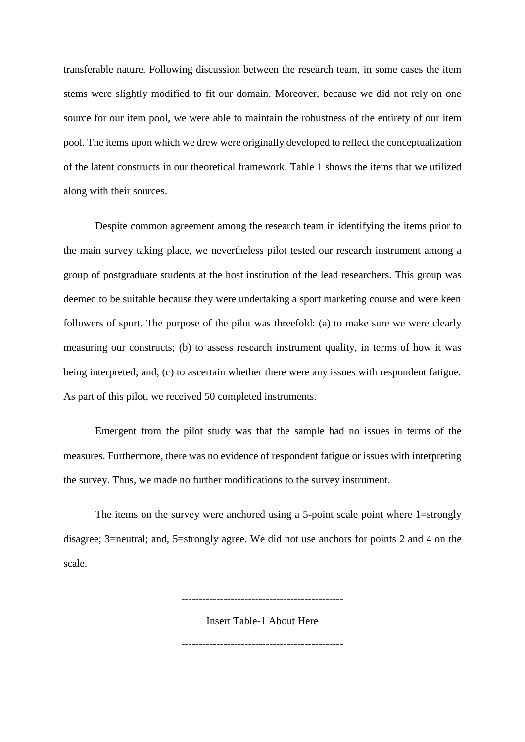transferable nature. Following discussion between the research team, in some cases the item stems were slightly modified to fit our domain. Moreover, because we did not rely on one source for our item pool, we were able to maintain the robustness of the entirety of our item pool. The items upon which we drew were originally developed to reflect the conceptualization of the latent constructs in our theoretical framework. Table 1 shows the items that we utilized along with their sources.

Despite common agreement among the research team in identifying the items prior to the main survey taking place, we nevertheless pilot tested our research instrument among a group of postgraduate students at the host institution of the lead researchers. This group was deemed to be suitable because they were undertaking a sport marketing course and were keen followers of sport. The purpose of the pilot was threefold: (a) to make sure we were clearly measuring our constructs; (b) to assess research instrument quality, in terms of how it was being interpreted; and, (c) to ascertain whether there were any issues with respondent fatigue. As part of this pilot, we received 50 completed instruments.

Emergent from the pilot study was that the sample had no issues in terms of the measures. Furthermore, there was no evidence of respondent fatigue or issues with interpreting the survey. Thus, we made no further modifications to the survey instrument.

The items on the survey were anchored using a 5-point scale point where 1=strongly disagree; 3=neutral; and, 5=strongly agree. We did not use anchors for points 2 and 4 on the scale.

---------------------------------------------

Insert Table-1 About Here

---------------------------------------------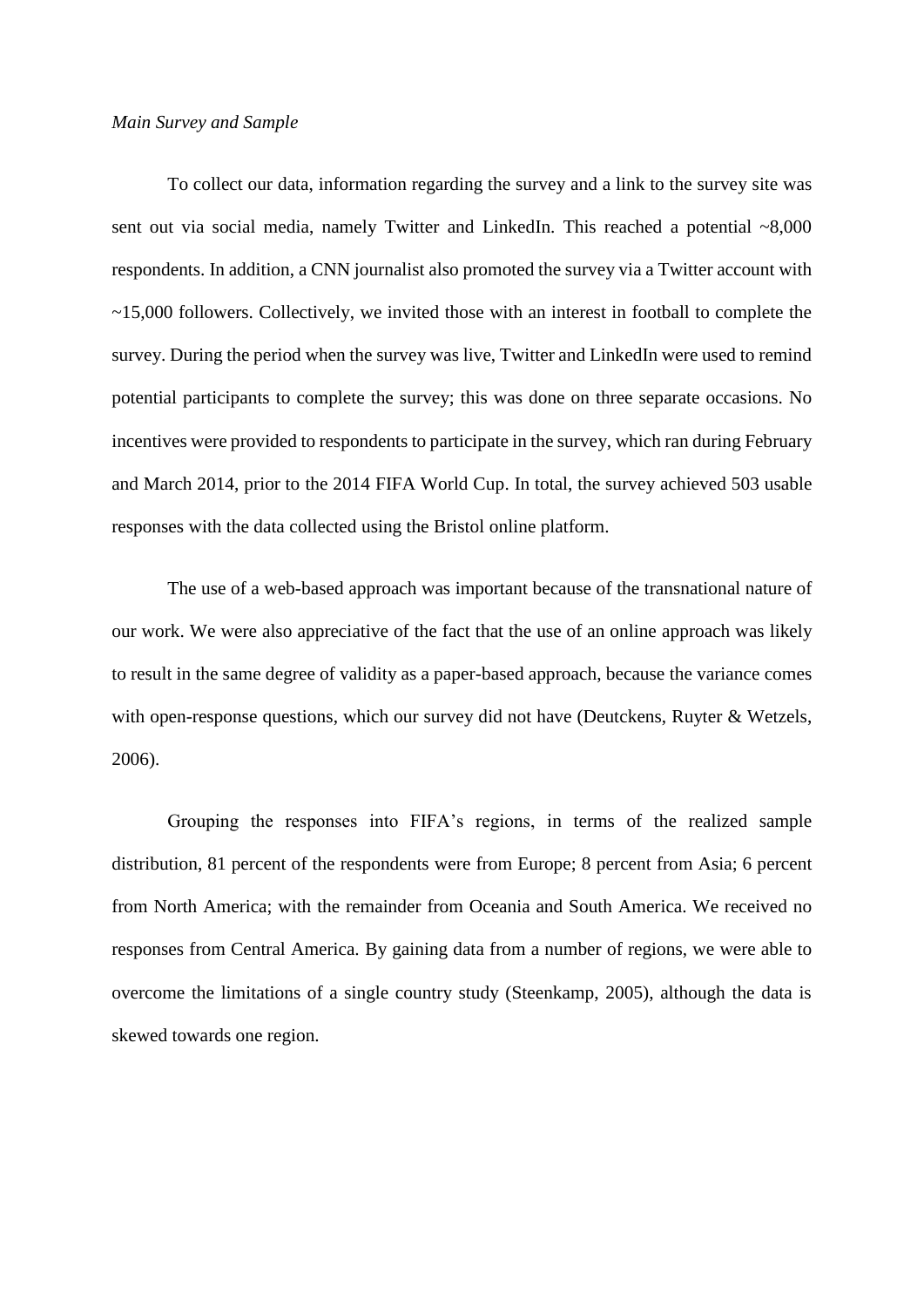*Main Survey and Sample*

To collect our data, information regarding the survey and a link to the survey site was sent out via social media, namely Twitter and LinkedIn. This reached a potential ~8,000 respondents. In addition, a CNN journalist also promoted the survey via a Twitter account with ~15,000 followers. Collectively, we invited those with an interest in football to complete the survey. During the period when the survey was live, Twitter and LinkedIn were used to remind potential participants to complete the survey; this was done on three separate occasions. No incentives were provided to respondents to participate in the survey, which ran during February and March 2014, prior to the 2014 FIFA World Cup. In total, the survey achieved 503 usable responses with the data collected using the Bristol online platform.

The use of a web-based approach was important because of the transnational nature of our work. We were also appreciative of the fact that the use of an online approach was likely to result in the same degree of validity as a paper-based approach, because the variance comes with open-response questions, which our survey did not have (Deutckens, Ruyter & Wetzels, 2006).

Grouping the responses into FIFA's regions, in terms of the realized sample distribution, 81 percent of the respondents were from Europe; 8 percent from Asia; 6 percent from North America; with the remainder from Oceania and South America. We received no responses from Central America. By gaining data from a number of regions, we were able to overcome the limitations of a single country study (Steenkamp, 2005), although the data is skewed towards one region.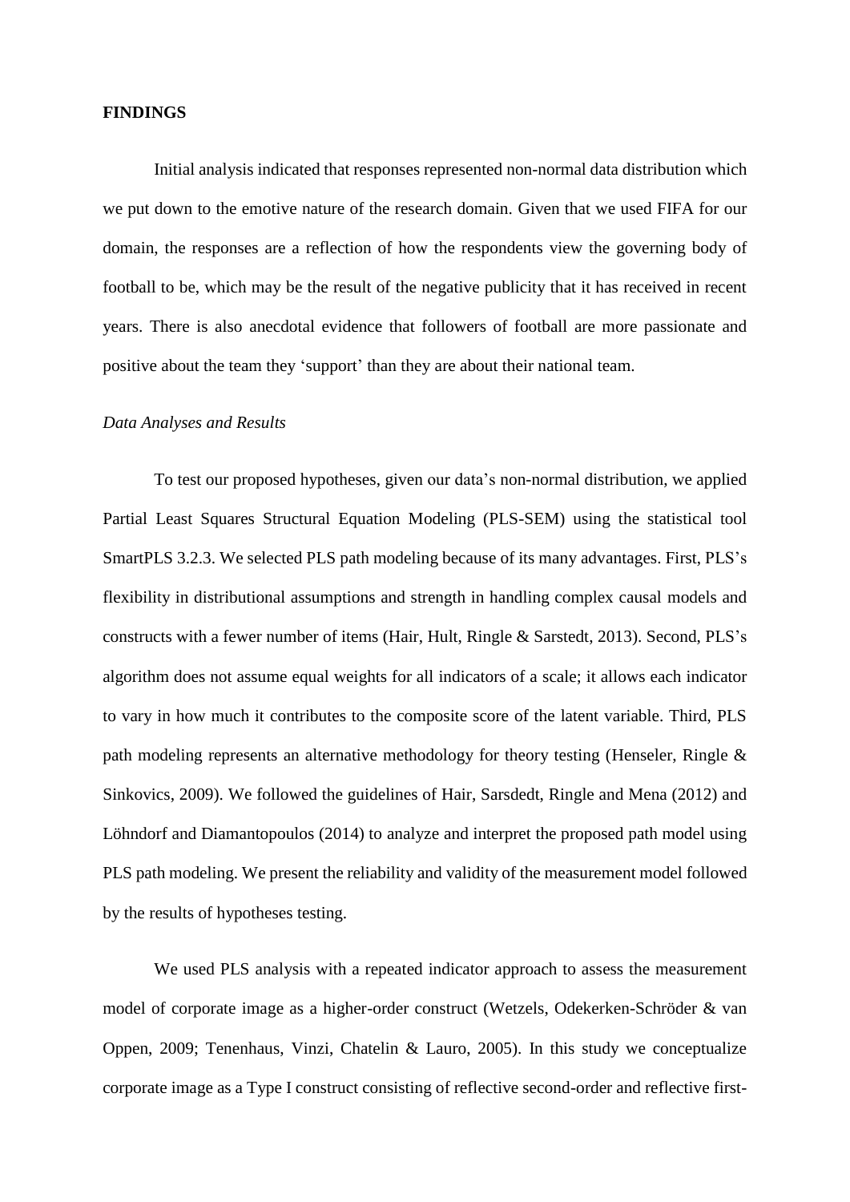**FINDINGS**

Initial analysis indicated that responses represented non-normal data distribution which we put down to the emotive nature of the research domain. Given that we used FIFA for our domain, the responses are a reflection of how the respondents view the governing body of football to be, which may be the result of the negative publicity that it has received in recent years. There is also anecdotal evidence that followers of football are more passionate and positive about the team they 'support' than they are about their national team.

*Data Analyses and Results*

To test our proposed hypotheses, given our data's non-normal distribution, we applied Partial Least Squares Structural Equation Modeling (PLS-SEM) using the statistical tool SmartPLS 3.2.3. We selected PLS path modeling because of its many advantages. First, PLS's flexibility in distributional assumptions and strength in handling complex causal models and constructs with a fewer number of items (Hair, Hult, Ringle & Sarstedt, 2013). Second, PLS's algorithm does not assume equal weights for all indicators of a scale; it allows each indicator to vary in how much it contributes to the composite score of the latent variable. Third, PLS path modeling represents an alternative methodology for theory testing (Henseler, Ringle & Sinkovics, 2009). We followed the guidelines of Hair, Sarsdedt, Ringle and Mena (2012) and Löhndorf and Diamantopoulos (2014) to analyze and interpret the proposed path model using PLS path modeling. We present the reliability and validity of the measurement model followed by the results of hypotheses testing.

We used PLS analysis with a repeated indicator approach to assess the measurement model of corporate image as a higher-order construct (Wetzels, Odekerken-Schröder & van Oppen, 2009; Tenenhaus, Vinzi, Chatelin & Lauro, 2005). In this study we conceptualize corporate image as a Type I construct consisting of reflective second-order and reflective first-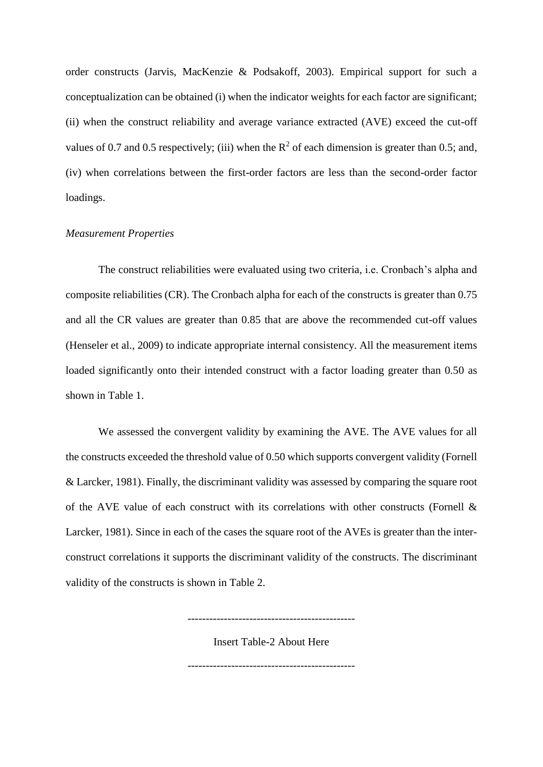order constructs (Jarvis, MacKenzie & Podsakoff, 2003). Empirical support for such a conceptualization can be obtained (i) when the indicator weights for each factor are significant; (ii) when the construct reliability and average variance extracted (AVE) exceed the cut-off values of 0.7 and 0.5 respectively; (iii) when the $R^2$ of each dimension is greater than 0.5; and, (iv) when correlations between the first-order factors are less than the second-order factor loadings.

*Measurement Properties*

The construct reliabilities were evaluated using two criteria, i.e. Cronbach's alpha and composite reliabilities (CR). The Cronbach alpha for each of the constructs is greater than 0.75 and all the CR values are greater than 0.85 that are above the recommended cut-off values (Henseler et al., 2009) to indicate appropriate internal consistency. All the measurement items loaded significantly onto their intended construct with a factor loading greater than 0.50 as shown in Table 1.

We assessed the convergent validity by examining the AVE. The AVE values for all the constructs exceeded the threshold value of 0.50 which supports convergent validity (Fornell & Larcker, 1981). Finally, the discriminant validity was assessed by comparing the square root of the AVE value of each construct with its correlations with other constructs (Fornell & Larcker, 1981). Since in each of the cases the square root of the AVEs is greater than the inter-construct correlations it supports the discriminant validity of the constructs. The discriminant validity of the constructs is shown in Table 2.

---------------------------------------------

Insert Table-2 About Here

---------------------------------------------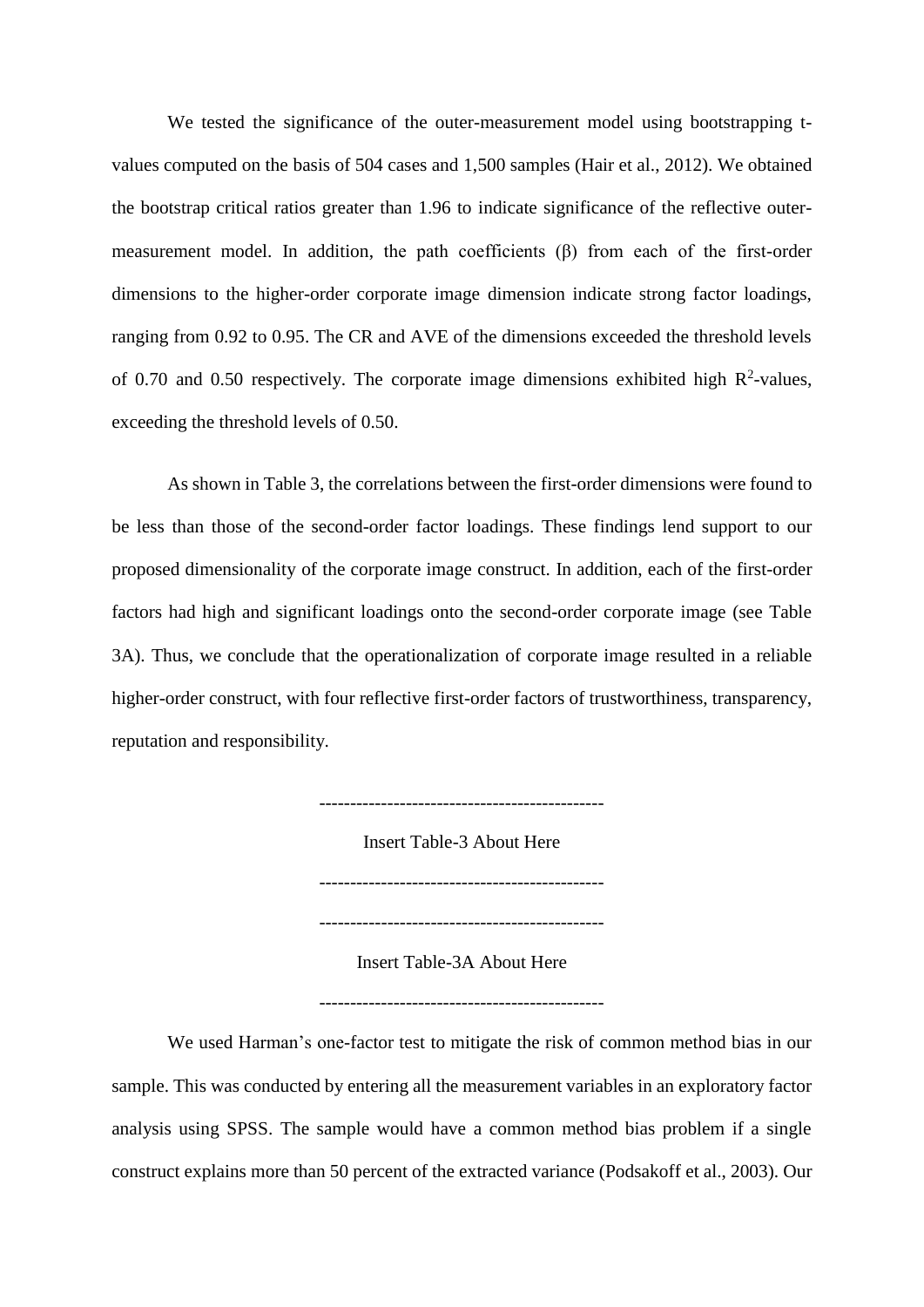We tested the significance of the outer-measurement model using bootstrapping t-values computed on the basis of 504 cases and 1,500 samples (Hair et al., 2012). We obtained the bootstrap critical ratios greater than 1.96 to indicate significance of the reflective outer-measurement model. In addition, the path coefficients (β) from each of the first-order dimensions to the higher-order corporate image dimension indicate strong factor loadings, ranging from 0.92 to 0.95. The CR and AVE of the dimensions exceeded the threshold levels of 0.70 and 0.50 respectively. The corporate image dimensions exhibited high $R^2$-values, exceeding the threshold levels of 0.50.

As shown in Table 3, the correlations between the first-order dimensions were found to be less than those of the second-order factor loadings. These findings lend support to our proposed dimensionality of the corporate image construct. In addition, each of the first-order factors had high and significant loadings onto the second-order corporate image (see Table 3A). Thus, we conclude that the operationalization of corporate image resulted in a reliable higher-order construct, with four reflective first-order factors of trustworthiness, transparency, reputation and responsibility.

---------------------------------------------

Insert Table-3 About Here

---------------------------------------------

---------------------------------------------

Insert Table-3A About Here

---------------------------------------------

We used Harman's one-factor test to mitigate the risk of common method bias in our sample. This was conducted by entering all the measurement variables in an exploratory factor analysis using SPSS. The sample would have a common method bias problem if a single construct explains more than 50 percent of the extracted variance (Podsakoff et al., 2003). Our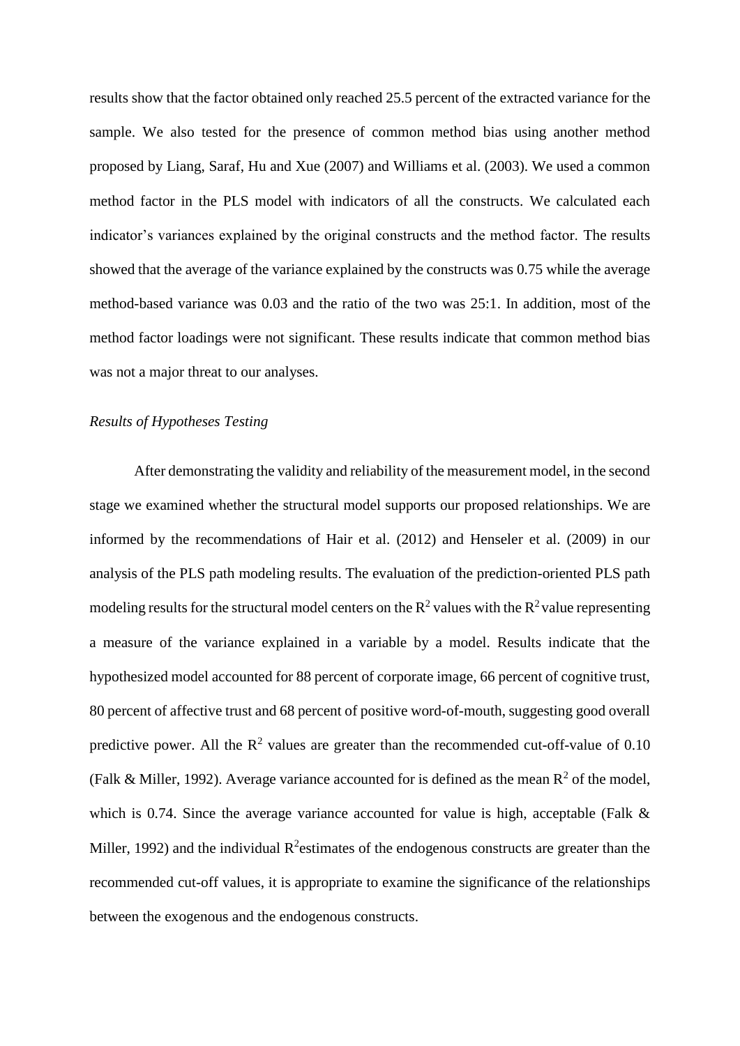results show that the factor obtained only reached 25.5 percent of the extracted variance for the sample. We also tested for the presence of common method bias using another method proposed by Liang, Saraf, Hu and Xue (2007) and Williams et al. (2003). We used a common method factor in the PLS model with indicators of all the constructs. We calculated each indicator's variances explained by the original constructs and the method factor. The results showed that the average of the variance explained by the constructs was 0.75 while the average method-based variance was 0.03 and the ratio of the two was 25:1. In addition, most of the method factor loadings were not significant. These results indicate that common method bias was not a major threat to our analyses.

*Results of Hypotheses Testing*

After demonstrating the validity and reliability of the measurement model, in the second stage we examined whether the structural model supports our proposed relationships. We are informed by the recommendations of Hair et al. (2012) and Henseler et al. (2009) in our analysis of the PLS path modeling results. The evaluation of the prediction-oriented PLS path modeling results for the structural model centers on the $R^2$ values with the $R^2$ value representing a measure of the variance explained in a variable by a model. Results indicate that the hypothesized model accounted for 88 percent of corporate image, 66 percent of cognitive trust, 80 percent of affective trust and 68 percent of positive word-of-mouth, suggesting good overall predictive power. All the $R^2$ values are greater than the recommended cut-off-value of 0.10 (Falk & Miller, 1992). Average variance accounted for is defined as the mean $R^2$ of the model, which is 0.74. Since the average variance accounted for value is high, acceptable (Falk & Miller, 1992) and the individual $R^2$estimates of the endogenous constructs are greater than the recommended cut-off values, it is appropriate to examine the significance of the relationships between the exogenous and the endogenous constructs.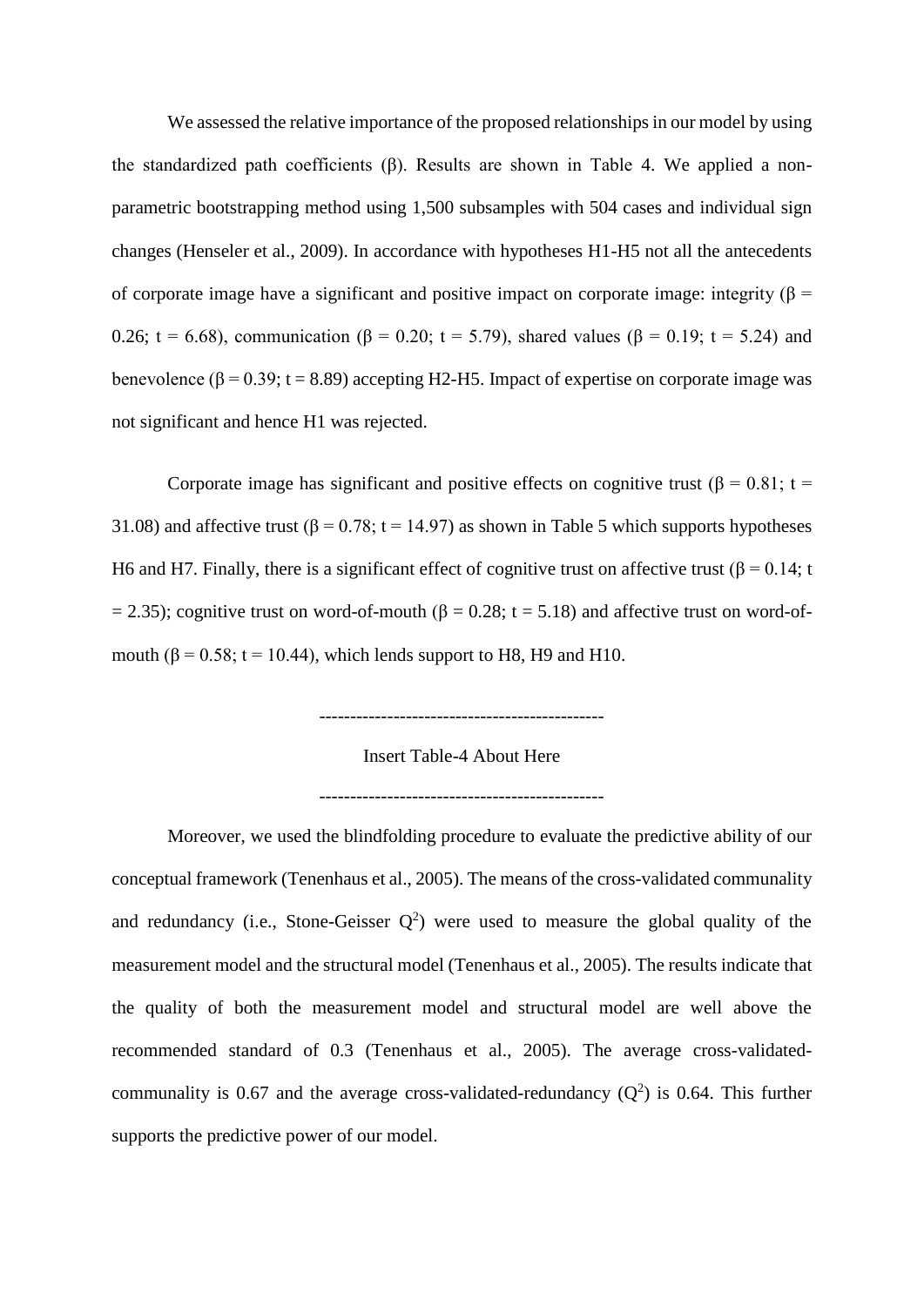We assessed the relative importance of the proposed relationships in our model by using the standardized path coefficients (β). Results are shown in Table 4. We applied a non-parametric bootstrapping method using 1,500 subsamples with 504 cases and individual sign changes (Henseler et al., 2009). In accordance with hypotheses H1-H5 not all the antecedents of corporate image have a significant and positive impact on corporate image: integrity ($\beta = 0.26$; $t = 6.68$), communication ($\beta = 0.20$; $t = 5.79$), shared values ($\beta = 0.19$; $t = 5.24$) and benevolence ($\beta = 0.39$; $t = 8.89$) accepting H2-H5. Impact of expertise on corporate image was not significant and hence H1 was rejected.

Corporate image has significant and positive effects on cognitive trust ($\beta = 0.81$; $t = 31.08$) and affective trust ($\beta = 0.78$; $t = 14.97$) as shown in Table 5 which supports hypotheses H6 and H7. Finally, there is a significant effect of cognitive trust on affective trust ($\beta = 0.14$; $t = 2.35$); cognitive trust on word-of-mouth ($\beta = 0.28$; $t = 5.18$) and affective trust on word-of-mouth ($\beta = 0.58$; $t = 10.44$), which lends support to H8, H9 and H10.

---------------------------------------------

Insert Table-4 About Here

---------------------------------------------

Moreover, we used the blindfolding procedure to evaluate the predictive ability of our conceptual framework (Tenenhaus et al., 2005). The means of the cross-validated communality and redundancy (i.e., Stone-Geisser $Q^2$) were used to measure the global quality of the measurement model and the structural model (Tenenhaus et al., 2005). The results indicate that the quality of both the measurement model and structural model are well above the recommended standard of 0.3 (Tenenhaus et al., 2005). The average cross-validated-communality is 0.67 and the average cross-validated-redundancy ($Q^2$) is 0.64. This further supports the predictive power of our model.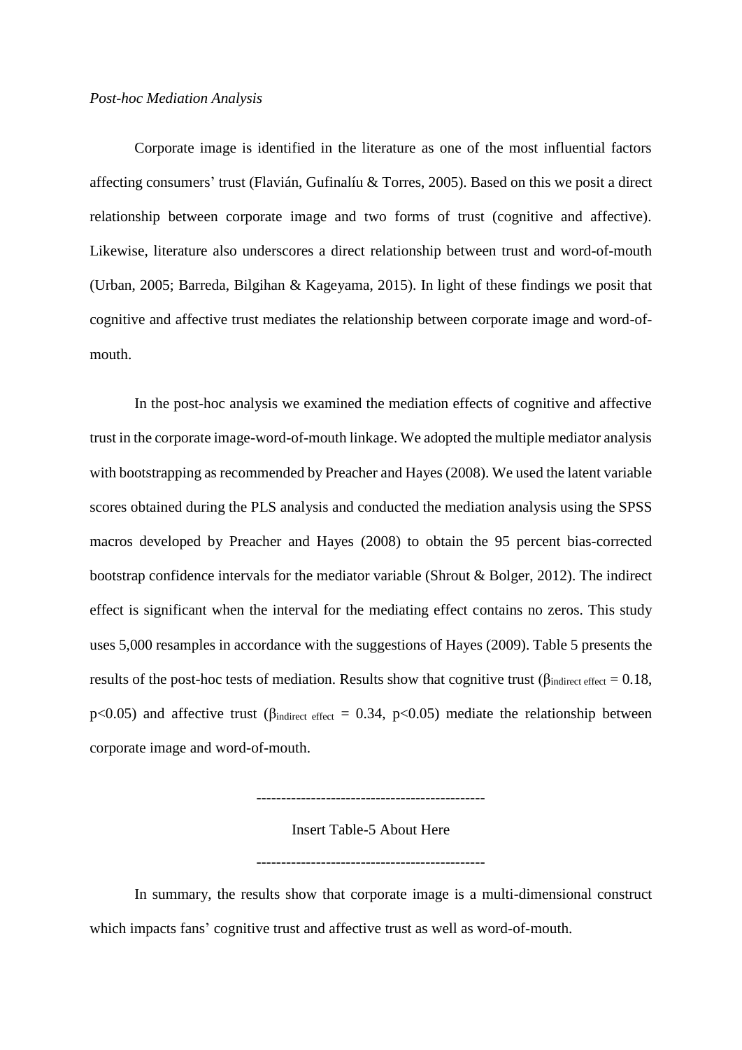*Post-hoc Mediation Analysis*

Corporate image is identified in the literature as one of the most influential factors affecting consumers' trust (Flavián, Gufinalíu & Torres, 2005). Based on this we posit a direct relationship between corporate image and two forms of trust (cognitive and affective). Likewise, literature also underscores a direct relationship between trust and word-of-mouth (Urban, 2005; Barreda, Bilgihan & Kageyama, 2015). In light of these findings we posit that cognitive and affective trust mediates the relationship between corporate image and word-of-mouth.

In the post-hoc analysis we examined the mediation effects of cognitive and affective trust in the corporate image-word-of-mouth linkage. We adopted the multiple mediator analysis with bootstrapping as recommended by Preacher and Hayes (2008). We used the latent variable scores obtained during the PLS analysis and conducted the mediation analysis using the SPSS macros developed by Preacher and Hayes (2008) to obtain the 95 percent bias-corrected bootstrap confidence intervals for the mediator variable (Shrout & Bolger, 2012). The indirect effect is significant when the interval for the mediating effect contains no zeros. This study uses 5,000 resamples in accordance with the suggestions of Hayes (2009). Table 5 presents the results of the post-hoc tests of mediation. Results show that cognitive trust ($\beta_{\text{indirect effect}} = 0.18$, $p<0.05$) and affective trust ($\beta_{\text{indirect effect}} = 0.34$, $p<0.05$) mediate the relationship between corporate image and word-of-mouth.

---------------------------------------------

Insert Table-5 About Here

---------------------------------------------

In summary, the results show that corporate image is a multi-dimensional construct which impacts fans' cognitive trust and affective trust as well as word-of-mouth.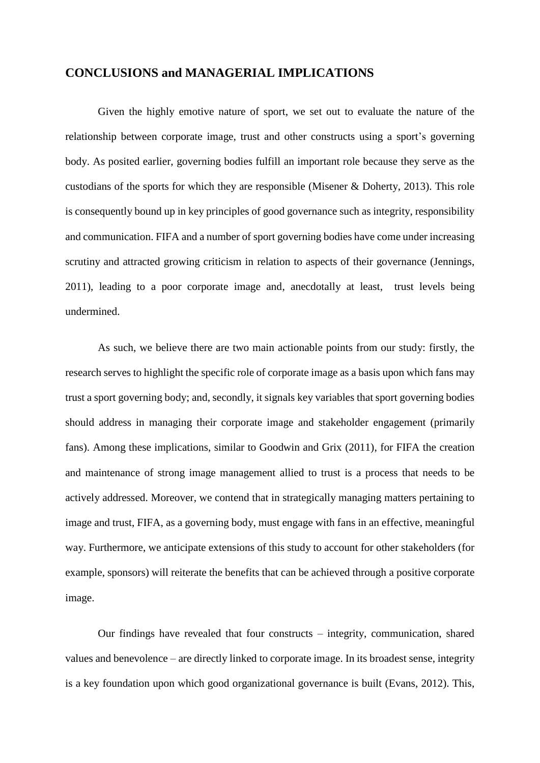## CONCLUSIONS and MANAGERIAL IMPLICATIONS

Given the highly emotive nature of sport, we set out to evaluate the nature of the relationship between corporate image, trust and other constructs using a sport's governing body. As posited earlier, governing bodies fulfill an important role because they serve as the custodians of the sports for which they are responsible (Misener & Doherty, 2013). This role is consequently bound up in key principles of good governance such as integrity, responsibility and communication. FIFA and a number of sport governing bodies have come under increasing scrutiny and attracted growing criticism in relation to aspects of their governance (Jennings, 2011), leading to a poor corporate image and, anecdotally at least, trust levels being undermined.

As such, we believe there are two main actionable points from our study: firstly, the research serves to highlight the specific role of corporate image as a basis upon which fans may trust a sport governing body; and, secondly, it signals key variables that sport governing bodies should address in managing their corporate image and stakeholder engagement (primarily fans). Among these implications, similar to Goodwin and Grix (2011), for FIFA the creation and maintenance of strong image management allied to trust is a process that needs to be actively addressed. Moreover, we contend that in strategically managing matters pertaining to image and trust, FIFA, as a governing body, must engage with fans in an effective, meaningful way. Furthermore, we anticipate extensions of this study to account for other stakeholders (for example, sponsors) will reiterate the benefits that can be achieved through a positive corporate image.

Our findings have revealed that four constructs – integrity, communication, shared values and benevolence – are directly linked to corporate image. In its broadest sense, integrity is a key foundation upon which good organizational governance is built (Evans, 2012). This,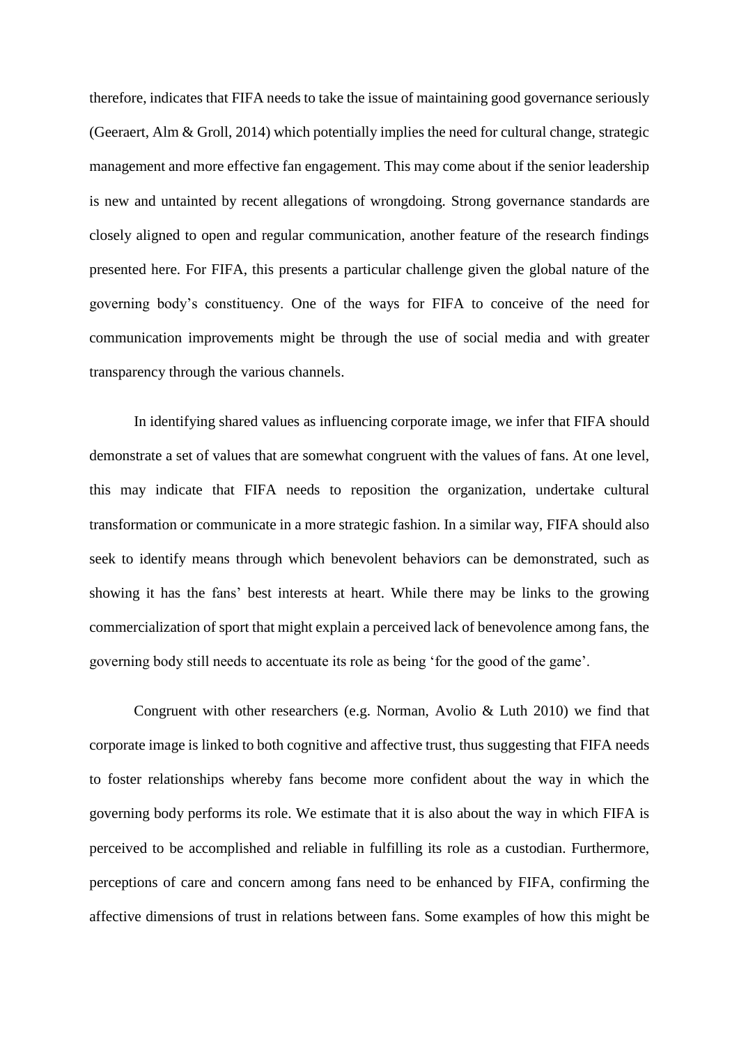therefore, indicates that FIFA needs to take the issue of maintaining good governance seriously (Geeraert, Alm & Groll, 2014) which potentially implies the need for cultural change, strategic management and more effective fan engagement. This may come about if the senior leadership is new and untainted by recent allegations of wrongdoing. Strong governance standards are closely aligned to open and regular communication, another feature of the research findings presented here. For FIFA, this presents a particular challenge given the global nature of the governing body's constituency. One of the ways for FIFA to conceive of the need for communication improvements might be through the use of social media and with greater transparency through the various channels.

In identifying shared values as influencing corporate image, we infer that FIFA should demonstrate a set of values that are somewhat congruent with the values of fans. At one level, this may indicate that FIFA needs to reposition the organization, undertake cultural transformation or communicate in a more strategic fashion. In a similar way, FIFA should also seek to identify means through which benevolent behaviors can be demonstrated, such as showing it has the fans' best interests at heart. While there may be links to the growing commercialization of sport that might explain a perceived lack of benevolence among fans, the governing body still needs to accentuate its role as being 'for the good of the game'.

Congruent with other researchers (e.g. Norman, Avolio & Luth 2010) we find that corporate image is linked to both cognitive and affective trust, thus suggesting that FIFA needs to foster relationships whereby fans become more confident about the way in which the governing body performs its role. We estimate that it is also about the way in which FIFA is perceived to be accomplished and reliable in fulfilling its role as a custodian. Furthermore, perceptions of care and concern among fans need to be enhanced by FIFA, confirming the affective dimensions of trust in relations between fans. Some examples of how this might be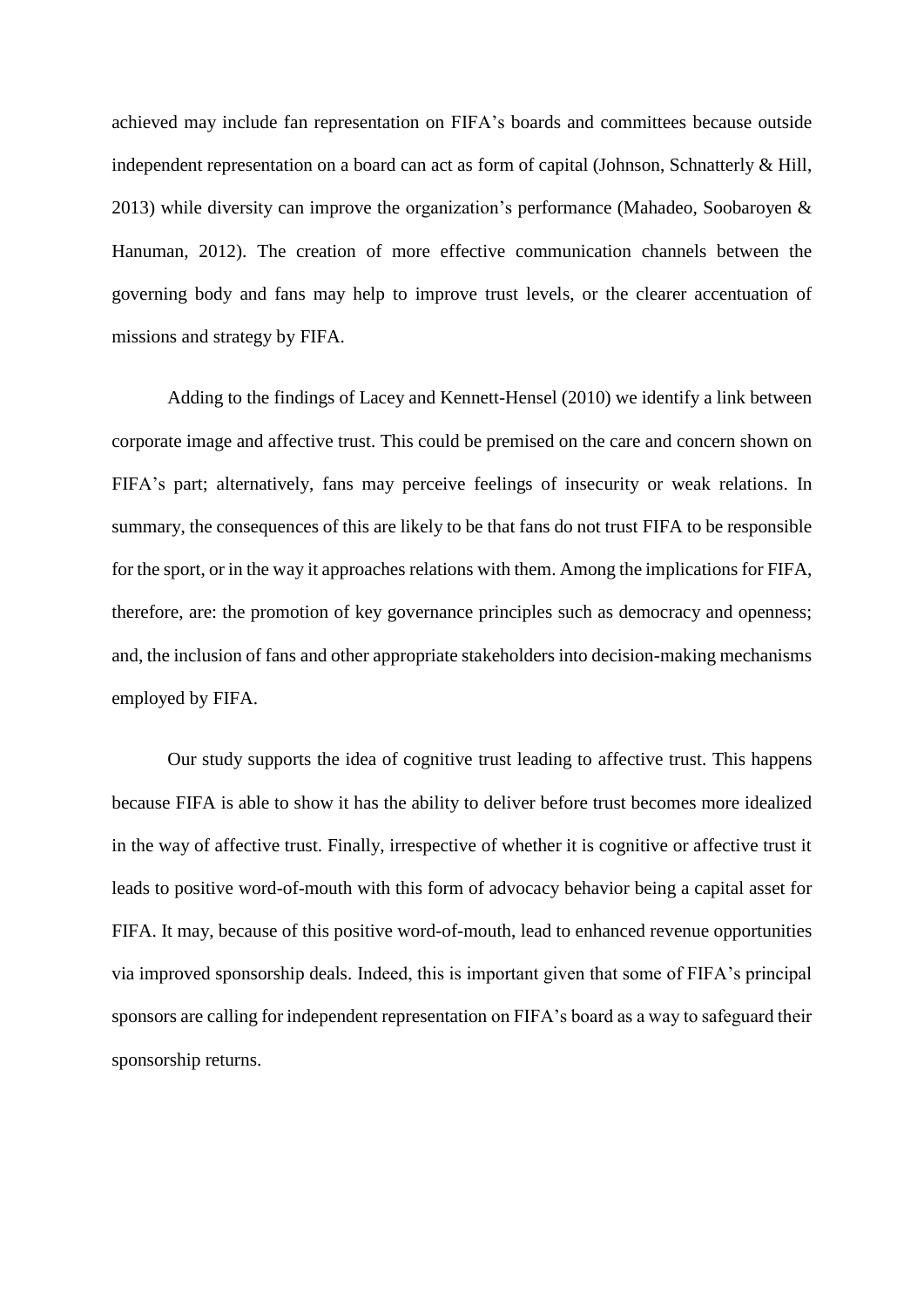achieved may include fan representation on FIFA's boards and committees because outside independent representation on a board can act as form of capital (Johnson, Schnatterly & Hill, 2013) while diversity can improve the organization's performance (Mahadeo, Soobaroyen & Hanuman, 2012). The creation of more effective communication channels between the governing body and fans may help to improve trust levels, or the clearer accentuation of missions and strategy by FIFA.

Adding to the findings of Lacey and Kennett-Hensel (2010) we identify a link between corporate image and affective trust. This could be premised on the care and concern shown on FIFA's part; alternatively, fans may perceive feelings of insecurity or weak relations. In summary, the consequences of this are likely to be that fans do not trust FIFA to be responsible for the sport, or in the way it approaches relations with them. Among the implications for FIFA, therefore, are: the promotion of key governance principles such as democracy and openness; and, the inclusion of fans and other appropriate stakeholders into decision-making mechanisms employed by FIFA.

Our study supports the idea of cognitive trust leading to affective trust. This happens because FIFA is able to show it has the ability to deliver before trust becomes more idealized in the way of affective trust. Finally, irrespective of whether it is cognitive or affective trust it leads to positive word-of-mouth with this form of advocacy behavior being a capital asset for FIFA. It may, because of this positive word-of-mouth, lead to enhanced revenue opportunities via improved sponsorship deals. Indeed, this is important given that some of FIFA's principal sponsors are calling for independent representation on FIFA's board as a way to safeguard their sponsorship returns.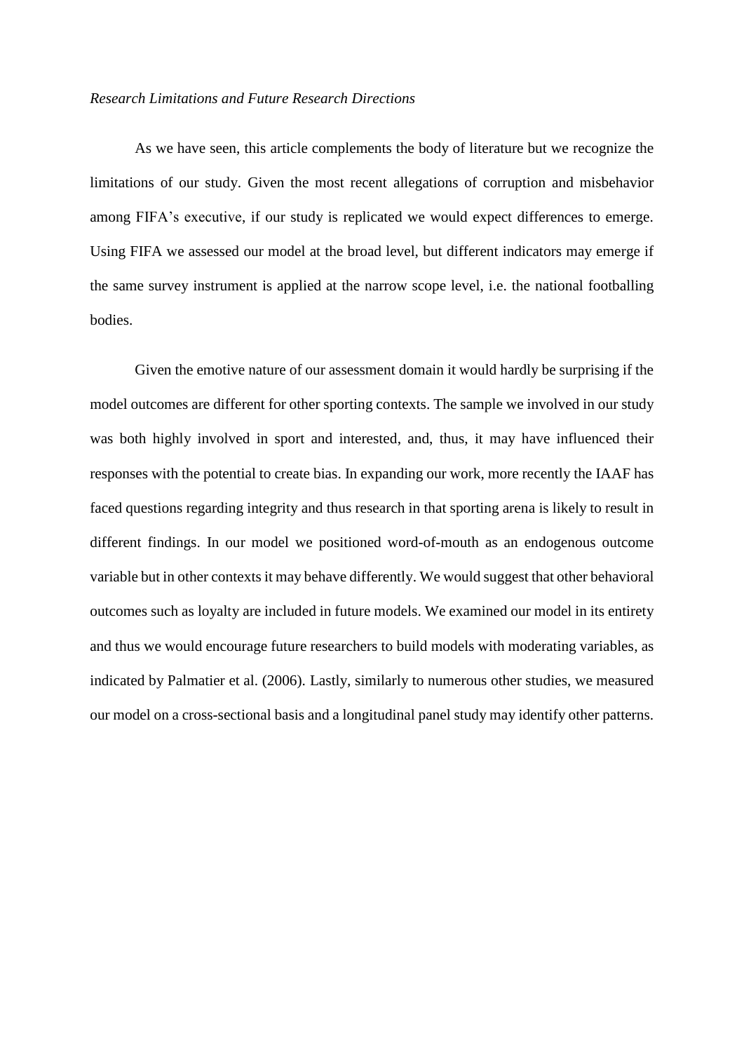*Research Limitations and Future Research Directions*

As we have seen, this article complements the body of literature but we recognize the limitations of our study. Given the most recent allegations of corruption and misbehavior among FIFA's executive, if our study is replicated we would expect differences to emerge. Using FIFA we assessed our model at the broad level, but different indicators may emerge if the same survey instrument is applied at the narrow scope level, i.e. the national footballing bodies.

Given the emotive nature of our assessment domain it would hardly be surprising if the model outcomes are different for other sporting contexts. The sample we involved in our study was both highly involved in sport and interested, and, thus, it may have influenced their responses with the potential to create bias. In expanding our work, more recently the IAAF has faced questions regarding integrity and thus research in that sporting arena is likely to result in different findings. In our model we positioned word-of-mouth as an endogenous outcome variable but in other contexts it may behave differently. We would suggest that other behavioral outcomes such as loyalty are included in future models. We examined our model in its entirety and thus we would encourage future researchers to build models with moderating variables, as indicated by Palmatier et al. (2006). Lastly, similarly to numerous other studies, we measured our model on a cross-sectional basis and a longitudinal panel study may identify other patterns.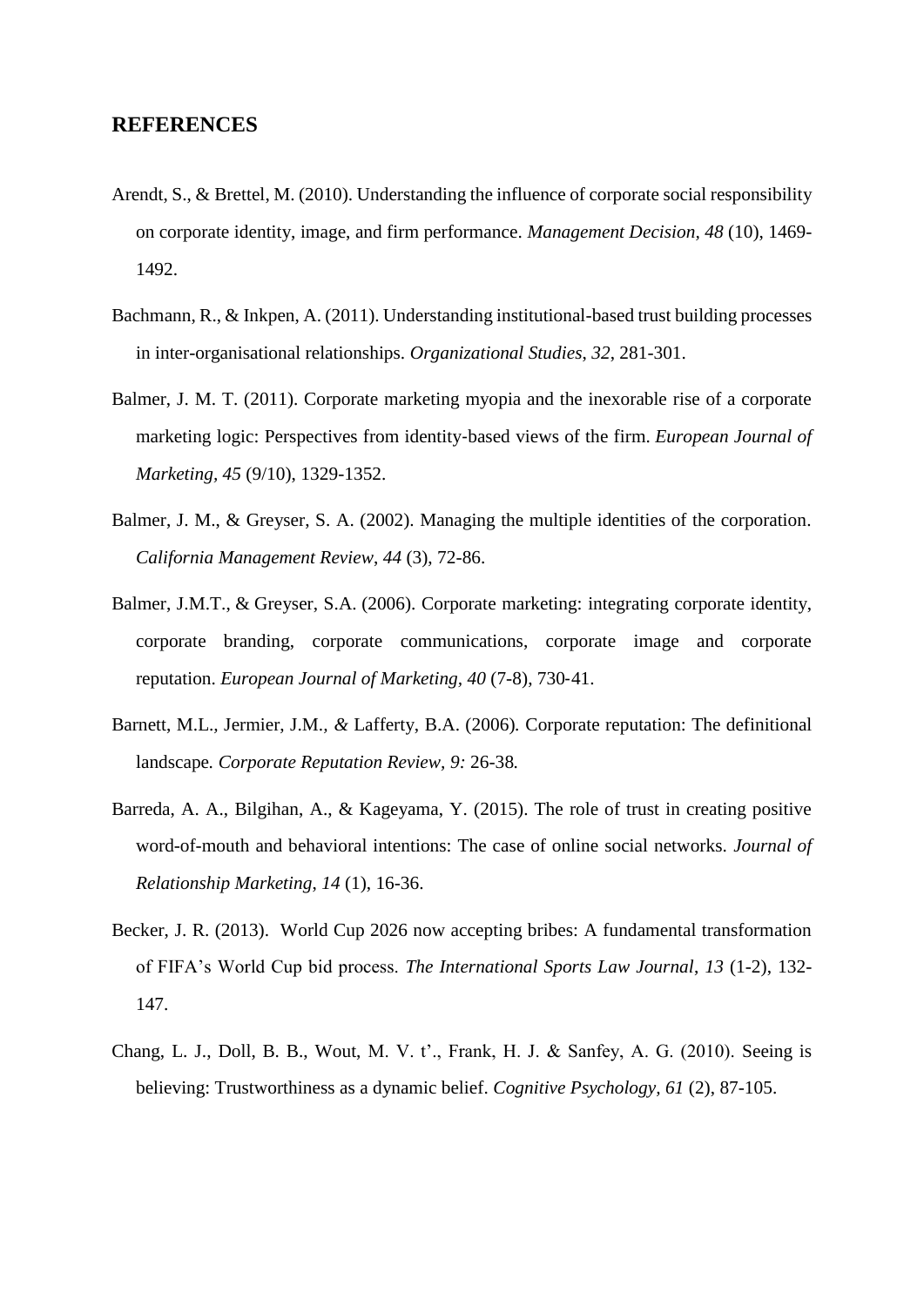## REFERENCES

Arendt, S., & Brettel, M. (2010). Understanding the influence of corporate social responsibility on corporate identity, image, and firm performance. *Management Decision, 48* (10), 1469-1492.

Bachmann, R., & Inkpen, A. (2011). Understanding institutional-based trust building processes in inter-organisational relationships. *Organizational Studies*, *32*, 281-301.

Balmer, J. M. T. (2011). Corporate marketing myopia and the inexorable rise of a corporate marketing logic: Perspectives from identity-based views of the firm. *European Journal of Marketing, 45* (9/10), 1329-1352.

Balmer, J. M., & Greyser, S. A. (2002). Managing the multiple identities of the corporation. *California Management Review*, *44* (3), 72-86.

Balmer, J.M.T., & Greyser, S.A. (2006). Corporate marketing: integrating corporate identity, corporate branding, corporate communications, corporate image and corporate reputation. *European Journal of Marketing, 40* (7-8), 730-41.

Barnett, M.L., Jermier, J.M., *&* Lafferty, B.A. (2006). Corporate reputation: The definitional landscape. *Corporate Reputation Review, 9:* 26-38.

Barreda, A. A., Bilgihan, A., & Kageyama, Y. (2015). The role of trust in creating positive word-of-mouth and behavioral intentions: The case of online social networks. *Journal of Relationship Marketing, 14* (1), 16-36.

Becker, J. R. (2013). World Cup 2026 now accepting bribes: A fundamental transformation of FIFA's World Cup bid process. *The International Sports Law Journal*, *13* (1-2), 132-147.

Chang, L. J., Doll, B. B., Wout, M. V. t'., Frank, H. J. & Sanfey, A. G. (2010). Seeing is believing: Trustworthiness as a dynamic belief. *Cognitive Psychology, 61* (2), 87-105.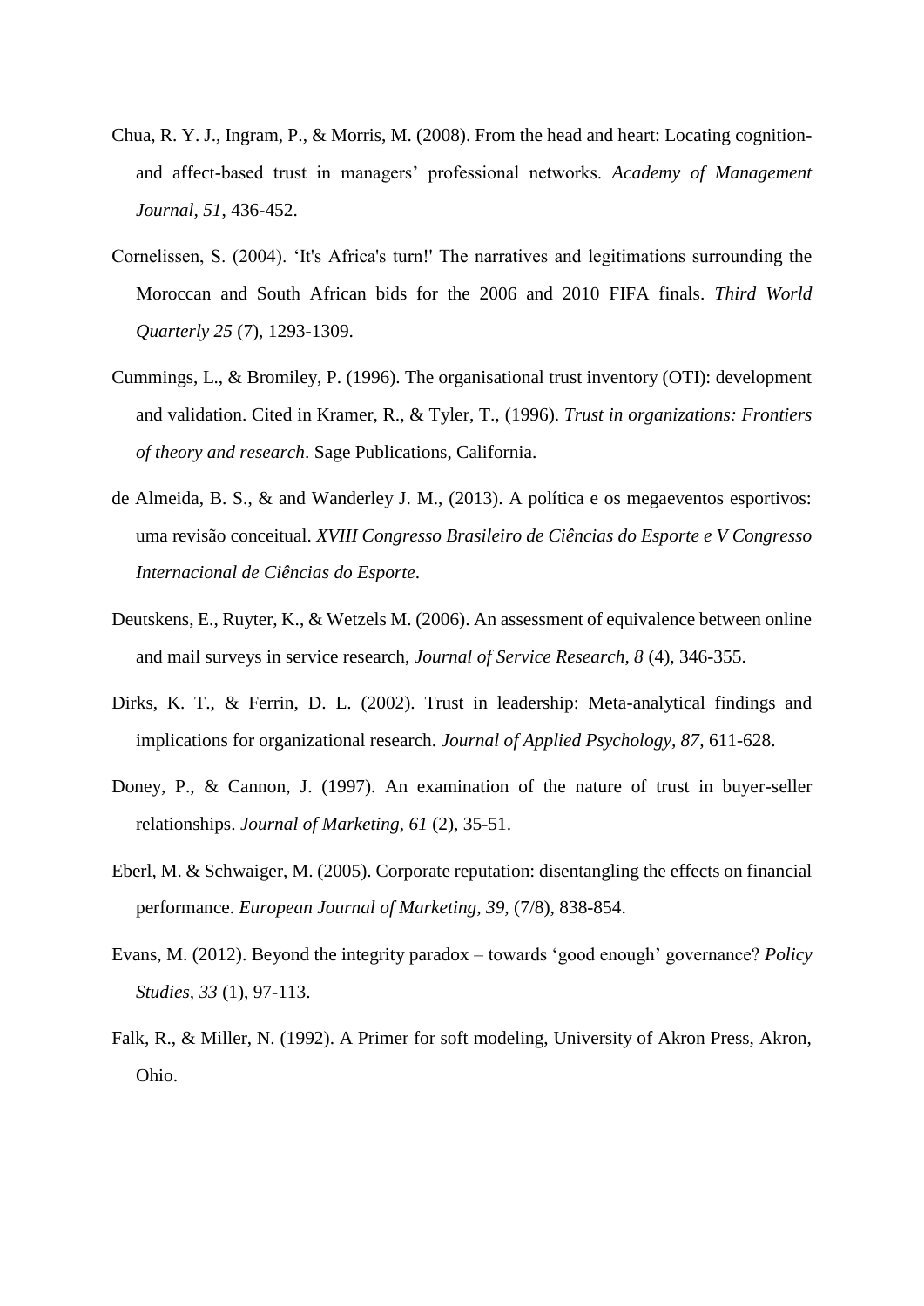Chua, R. Y. J., Ingram, P., & Morris, M. (2008). From the head and heart: Locating cognition- and affect-based trust in managers' professional networks. *Academy of Management Journal, 51*, 436-452.

Cornelissen, S. (2004). 'It's Africa's turn!' The narratives and legitimations surrounding the Moroccan and South African bids for the 2006 and 2010 FIFA finals. *Third World Quarterly 25* (7), 1293-1309.

Cummings, L., & Bromiley, P. (1996). The organisational trust inventory (OTI): development and validation. Cited in Kramer, R., & Tyler, T., (1996). *Trust in organizations: Frontiers of theory and research*. Sage Publications, California.

de Almeida, B. S., & and Wanderley J. M., (2013). A política e os megaeventos esportivos: uma revisão conceitual. *XVIII Congresso Brasileiro de Ciências do Esporte e V Congresso Internacional de Ciências do Esporte*.

Deutskens, E., Ruyter, K., & Wetzels M. (2006). An assessment of equivalence between online and mail surveys in service research, *Journal of Service Research, 8* (4), 346-355.

Dirks, K. T., & Ferrin, D. L. (2002). Trust in leadership: Meta-analytical findings and implications for organizational research. *Journal of Applied Psychology, 87,* 611-628.

Doney, P., & Cannon, J. (1997). An examination of the nature of trust in buyer-seller relationships. *Journal of Marketing, 61* (2), 35-51.

Eberl, M. & Schwaiger, M. (2005). Corporate reputation: disentangling the effects on financial performance. *European Journal of Marketing, 39,* (7/8), 838-854.

Evans, M. (2012). Beyond the integrity paradox – towards 'good enough' governance? *Policy Studies, 33* (1), 97-113.

Falk, R., & Miller, N. (1992). A Primer for soft modeling, University of Akron Press, Akron, Ohio.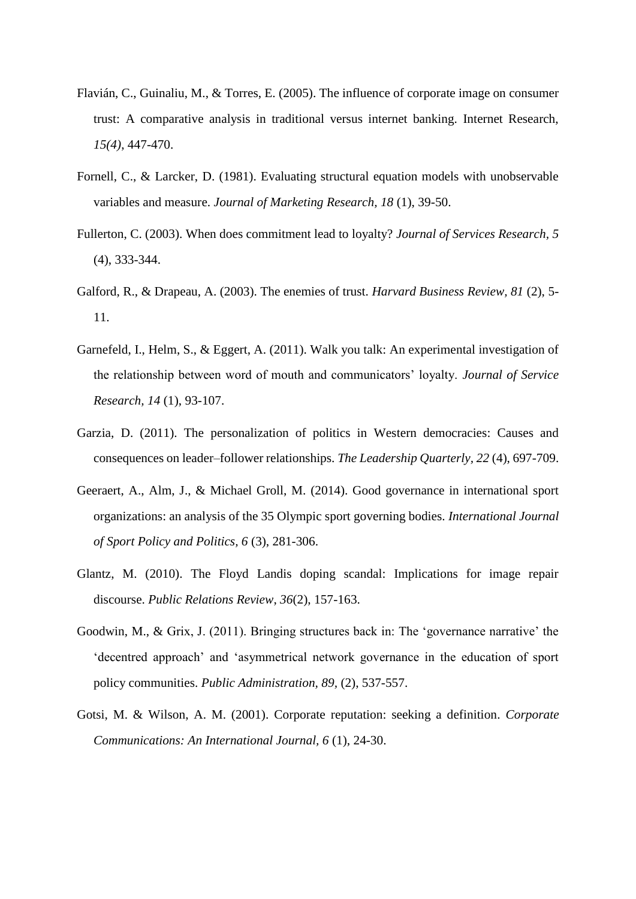Flavián, C., Guinaliu, M., & Torres, E. (2005). The influence of corporate image on consumer trust: A comparative analysis in traditional versus internet banking. Internet Research, *15(4)*, 447-470.

Fornell, C., & Larcker, D. (1981). Evaluating structural equation models with unobservable variables and measure. *Journal of Marketing Research, 18* (1), 39-50.

Fullerton, C. (2003). When does commitment lead to loyalty? *Journal of Services Research, 5* (4), 333-344.

Galford, R., & Drapeau, A. (2003). The enemies of trust. *Harvard Business Review, 81* (2), 5-11.

Garnefeld, I., Helm, S., & Eggert, A. (2011). Walk you talk: An experimental investigation of the relationship between word of mouth and communicators' loyalty. *Journal of Service Research, 14* (1), 93-107.

Garzia, D. (2011). The personalization of politics in Western democracies: Causes and consequences on leader–follower relationships. *The Leadership Quarterly, 22* (4), 697-709.

Geeraert, A., Alm, J., & Michael Groll, M. (2014). Good governance in international sport organizations: an analysis of the 35 Olympic sport governing bodies. *International Journal of Sport Policy and Politics, 6* (3), 281-306.

Glantz, M. (2010). The Floyd Landis doping scandal: Implications for image repair discourse. *Public Relations Review, 36*(2), 157-163.

Goodwin, M., & Grix, J. (2011). Bringing structures back in: The 'governance narrative' the 'decentred approach' and 'asymmetrical network governance in the education of sport policy communities. *Public Administration, 89*, (2), 537-557.

Gotsi, M. & Wilson, A. M. (2001). Corporate reputation: seeking a definition. *Corporate Communications: An International Journal, 6* (1), 24-30.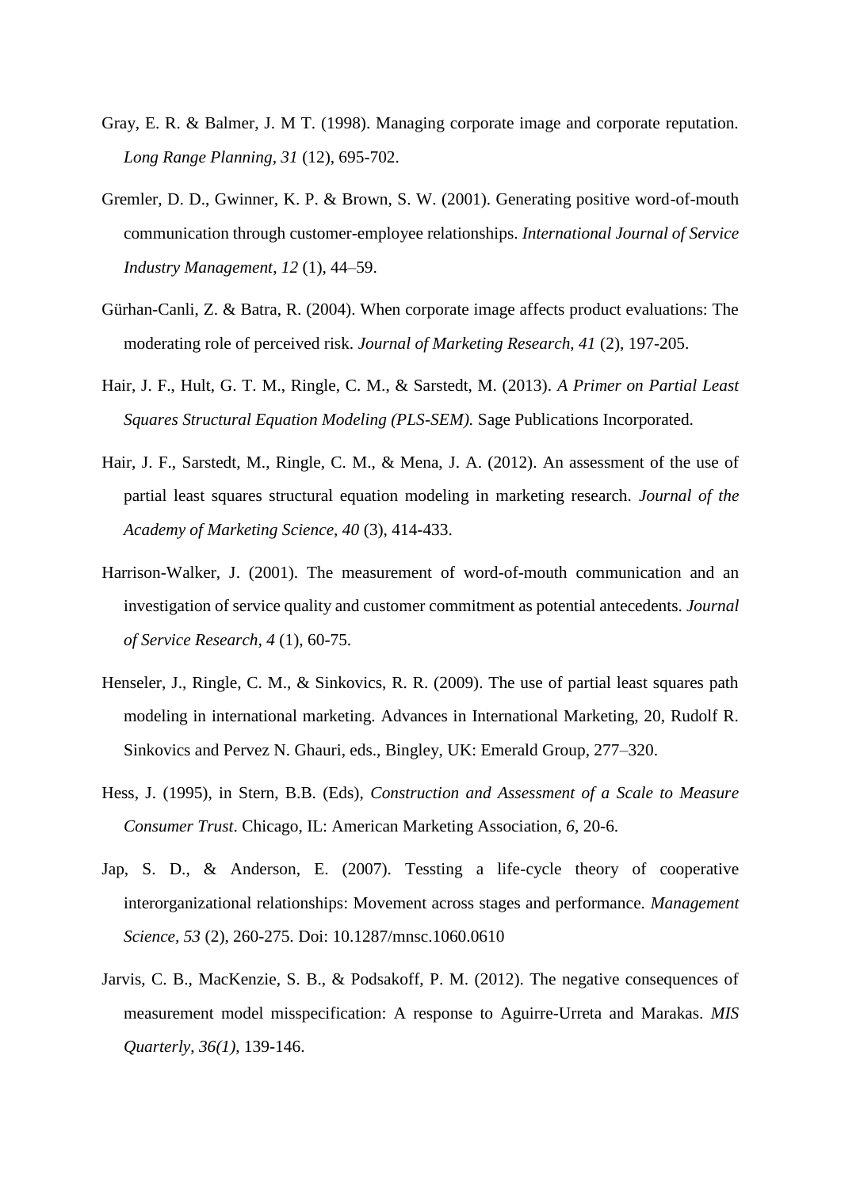Gray, E. R. & Balmer, J. M T. (1998). Managing corporate image and corporate reputation. *Long Range Planning, 31* (12), 695-702.

Gremler, D. D., Gwinner, K. P. & Brown, S. W. (2001). Generating positive word-of-mouth communication through customer-employee relationships. *International Journal of Service Industry Management*, *12* (1), 44–59.

Gürhan-Canli, Z. & Batra, R. (2004). When corporate image affects product evaluations: The moderating role of perceived risk. *Journal of Marketing Research, 41* (2), 197-205.

Hair, J. F., Hult, G. T. M., Ringle, C. M., & Sarstedt, M. (2013). *A Primer on Partial Least Squares Structural Equation Modeling (PLS-SEM).* Sage Publications Incorporated.

Hair, J. F., Sarstedt, M., Ringle, C. M., & Mena, J. A. (2012). An assessment of the use of partial least squares structural equation modeling in marketing research. *Journal of the Academy of Marketing Science*, *40* (3), 414-433.

Harrison-Walker, J. (2001). The measurement of word-of-mouth communication and an investigation of service quality and customer commitment as potential antecedents. *Journal of Service Research, 4* (1), 60-75.

Henseler, J., Ringle, C. M., & Sinkovics, R. R. (2009). The use of partial least squares path modeling in international marketing. Advances in International Marketing, 20, Rudolf R. Sinkovics and Pervez N. Ghauri, eds., Bingley, UK: Emerald Group, 277–320.

Hess, J. (1995), in Stern, B.B. (Eds), *Construction and Assessment of a Scale to Measure Consumer Trust*. Chicago, IL: American Marketing Association, *6*, 20-6.

Jap, S. D., & Anderson, E. (2007). Tessting a life-cycle theory of cooperative interorganizational relationships: Movement across stages and performance. *Management Science, 53* (2), 260-275. Doi: 10.1287/mnsc.1060.0610

Jarvis, C. B., MacKenzie, S. B., & Podsakoff, P. M. (2012). The negative consequences of measurement model misspecification: A response to Aguirre-Urreta and Marakas. *MIS Quarterly*, *36(1)*, 139-146.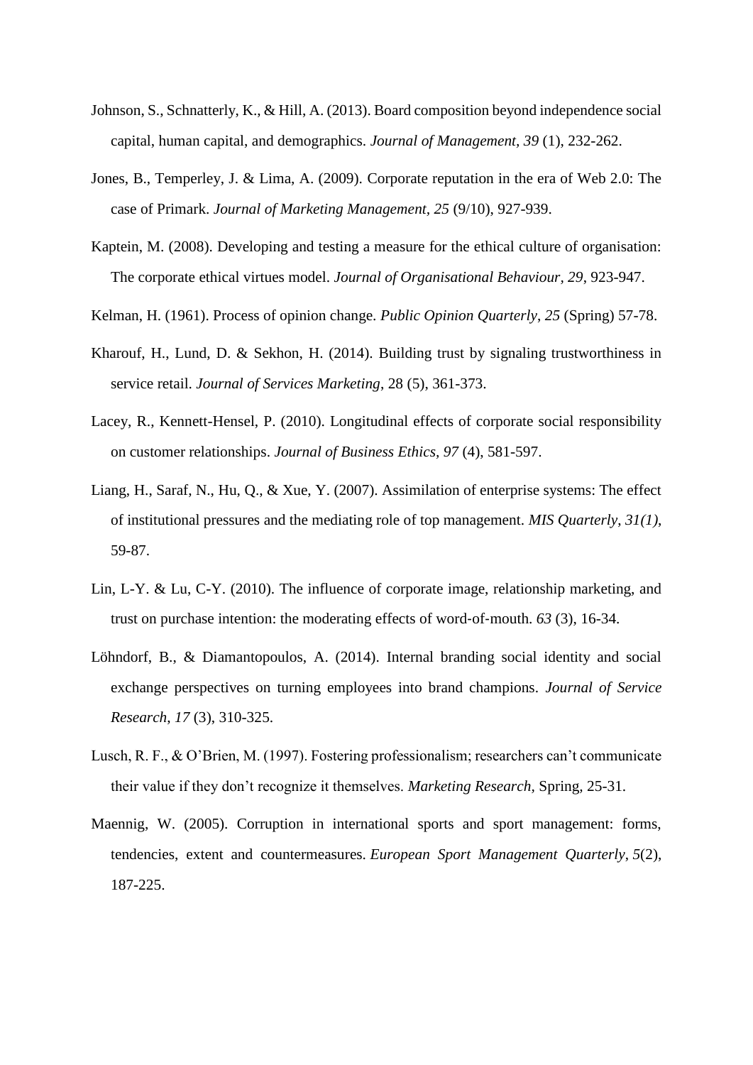Johnson, S., Schnatterly, K., & Hill, A. (2013). Board composition beyond independence social capital, human capital, and demographics. *Journal of Management, 39* (1), 232-262.

Jones, B., Temperley, J. & Lima, A. (2009). Corporate reputation in the era of Web 2.0: The case of Primark. *Journal of Marketing Management, 25* (9/10), 927-939.

Kaptein, M. (2008). Developing and testing a measure for the ethical culture of organisation: The corporate ethical virtues model. *Journal of Organisational Behaviour, 29*, 923-947.

Kelman, H. (1961). Process of opinion change. *Public Opinion Quarterly*, *25* (Spring) 57-78.

Kharouf, H., Lund, D. & Sekhon, H. (2014). Building trust by signaling trustworthiness in service retail. *Journal of Services Marketing*, 28 (5), 361-373.

Lacey, R., Kennett-Hensel, P. (2010). Longitudinal effects of corporate social responsibility on customer relationships. *Journal of Business Ethics, 97* (4), 581-597.

Liang, H., Saraf, N., Hu, Q., & Xue, Y. (2007). Assimilation of enterprise systems: The effect of institutional pressures and the mediating role of top management. *MIS Quarterly*, *31(1)*, 59-87.

Lin, L-Y. & Lu, C-Y. (2010). The influence of corporate image, relationship marketing, and trust on purchase intention: the moderating effects of word-of-mouth. *63* (3), 16-34.

Löhndorf, B., & Diamantopoulos, A. (2014). Internal branding social identity and social exchange perspectives on turning employees into brand champions. *Journal of Service Research*, *17* (3), 310-325.

Lusch, R. F., & O'Brien, M. (1997). Fostering professionalism; researchers can't communicate their value if they don't recognize it themselves. *Marketing Research*, Spring, 25-31.

Maennig, W. (2005). Corruption in international sports and sport management: forms, tendencies, extent and countermeasures. *European Sport Management Quarterly*, *5*(2), 187-225.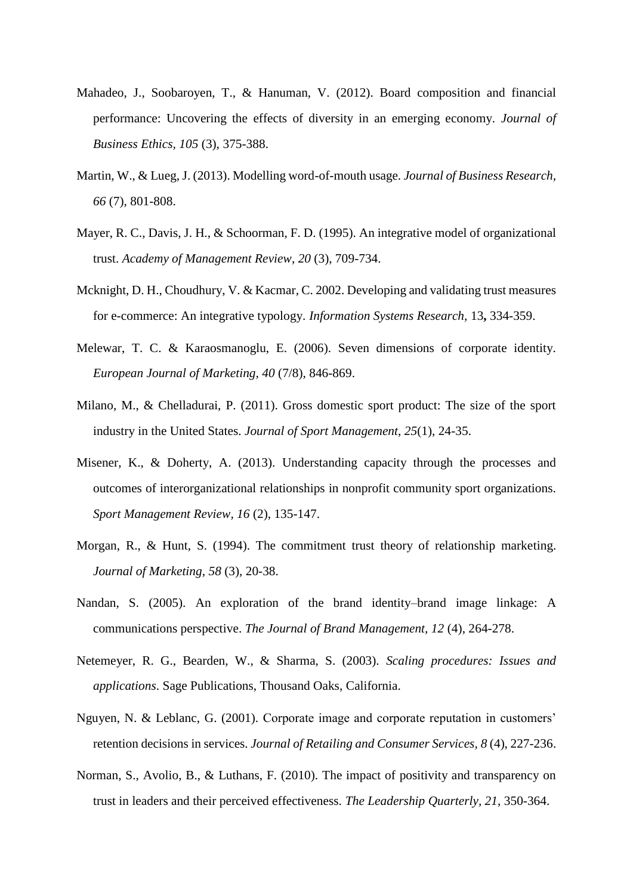Mahadeo, J., Soobaroyen, T., & Hanuman, V. (2012). Board composition and financial performance: Uncovering the effects of diversity in an emerging economy. *Journal of Business Ethics*, *105* (3), 375-388.

Martin, W., & Lueg, J. (2013). Modelling word-of-mouth usage. *Journal of Business Research*, *66* (7), 801-808.

Mayer, R. C., Davis, J. H., & Schoorman, F. D. (1995). An integrative model of organizational trust. *Academy of Management Review*, *20* (3), 709-734.

Mcknight, D. H., Choudhury, V. & Kacmar, C. 2002. Developing and validating trust measures for e-commerce: An integrative typology. *Information Systems Research*, 13**,** 334-359.

Melewar, T. C. & Karaosmanoglu, E. (2006). Seven dimensions of corporate identity. *European Journal of Marketing*, *40* (7/8), 846-869.

Milano, M., & Chelladurai, P. (2011). Gross domestic sport product: The size of the sport industry in the United States. *Journal of Sport Management*, *25*(1), 24-35.

Misener, K., & Doherty, A. (2013). Understanding capacity through the processes and outcomes of interorganizational relationships in nonprofit community sport organizations. *Sport Management Review, 16* (2), 135-147.

Morgan, R., & Hunt, S. (1994). The commitment trust theory of relationship marketing. *Journal of Marketing*, *58* (3), 20-38.

Nandan, S. (2005). An exploration of the brand identity–brand image linkage: A communications perspective. *The Journal of Brand Management, 12* (4), 264-278.

Netemeyer, R. G., Bearden, W., & Sharma, S. (2003). *Scaling procedures: Issues and applications*. Sage Publications, Thousand Oaks, California.

Nguyen, N. & Leblanc, G. (2001). Corporate image and corporate reputation in customers' retention decisions in services. *Journal of Retailing and Consumer Services*, *8* (4), 227-236.

Norman, S., Avolio, B., & Luthans, F. (2010). The impact of positivity and transparency on trust in leaders and their perceived effectiveness. *The Leadership Quarterly, 21*, 350-364.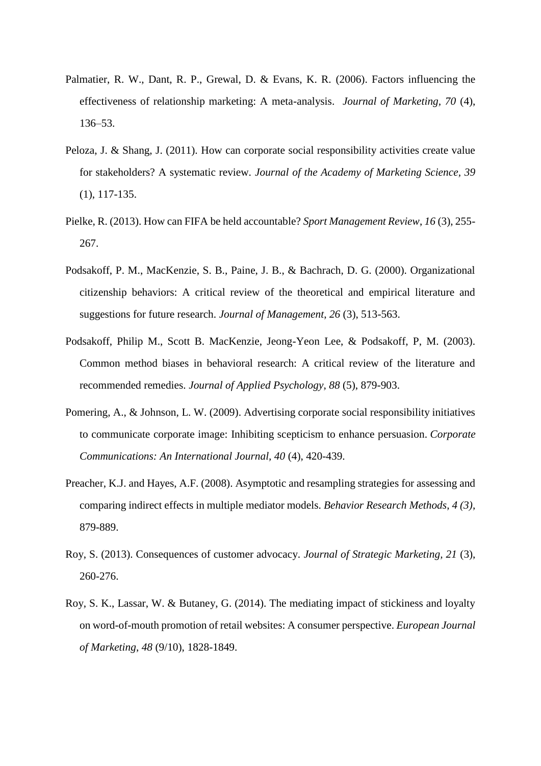Palmatier, R. W., Dant, R. P., Grewal, D. & Evans, K. R. (2006). Factors influencing the effectiveness of relationship marketing: A meta-analysis. *Journal of Marketing, 70* (4), 136–53.

Peloza, J. & Shang, J. (2011). How can corporate social responsibility activities create value for stakeholders? A systematic review. *Journal of the Academy of Marketing Science, 39* (1), 117-135.

Pielke, R. (2013). How can FIFA be held accountable? *Sport Management Review*, *16* (3), 255-267.

Podsakoff, P. M., MacKenzie, S. B., Paine, J. B., & Bachrach, D. G. (2000). Organizational citizenship behaviors: A critical review of the theoretical and empirical literature and suggestions for future research. *Journal of Management*, *26* (3), 513-563.

Podsakoff, Philip M., Scott B. MacKenzie, Jeong-Yeon Lee, & Podsakoff, P, M. (2003). Common method biases in behavioral research: A critical review of the literature and recommended remedies. *Journal of Applied Psychology*, *88* (5), 879-903.

Pomering, A., & Johnson, L. W. (2009). Advertising corporate social responsibility initiatives to communicate corporate image: Inhibiting scepticism to enhance persuasion. *Corporate Communications: An International Journal*, *40* (4), 420-439.

Preacher, K.J. and Hayes, A.F. (2008). Asymptotic and resampling strategies for assessing and comparing indirect effects in multiple mediator models. *Behavior Research Methods, 4 (3)*, 879-889.

Roy, S. (2013). Consequences of customer advocacy. *Journal of Strategic Marketing, 21* (3), 260-276.

Roy, S. K., Lassar, W. & Butaney, G. (2014). The mediating impact of stickiness and loyalty on word-of-mouth promotion of retail websites: A consumer perspective. *European Journal of Marketing*, *48* (9/10), 1828-1849.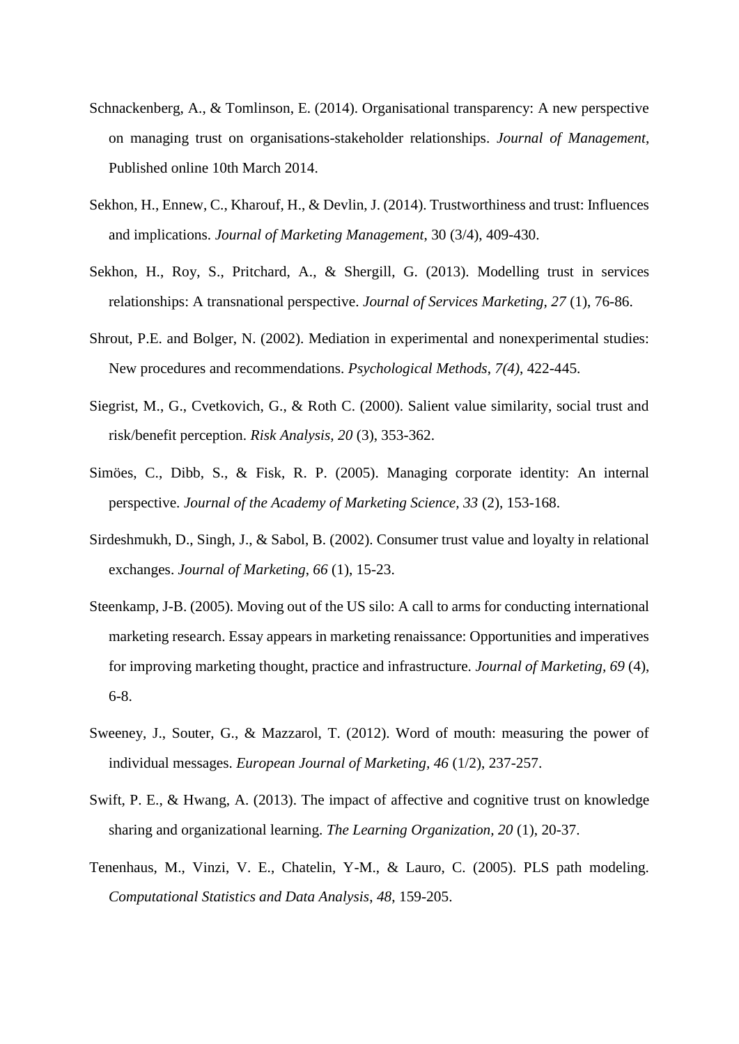Schnackenberg, A., & Tomlinson, E. (2014). Organisational transparency: A new perspective on managing trust on organisations-stakeholder relationships. *Journal of Management*, Published online 10th March 2014.

Sekhon, H., Ennew, C., Kharouf, H., & Devlin, J. (2014). Trustworthiness and trust: Influences and implications. *Journal of Marketing Management*, 30 (3/4), 409-430.

Sekhon, H., Roy, S., Pritchard, A., & Shergill, G. (2013). Modelling trust in services relationships: A transnational perspective. *Journal of Services Marketing, 27* (1), 76-86.

Shrout, P.E. and Bolger, N. (2002). Mediation in experimental and nonexperimental studies: New procedures and recommendations. *Psychological Methods, 7(4)*, 422-445.

Siegrist, M., G., Cvetkovich, G., & Roth C. (2000). Salient value similarity, social trust and risk/benefit perception. *Risk Analysis, 20* (3), 353-362.

Simöes, C., Dibb, S., & Fisk, R. P. (2005). Managing corporate identity: An internal perspective. *Journal of the Academy of Marketing Science, 33* (2), 153-168.

Sirdeshmukh, D., Singh, J., & Sabol, B. (2002). Consumer trust value and loyalty in relational exchanges. *Journal of Marketing, 66* (1), 15-23.

Steenkamp, J-B. (2005). Moving out of the US silo: A call to arms for conducting international marketing research. Essay appears in marketing renaissance: Opportunities and imperatives for improving marketing thought, practice and infrastructure. *Journal of Marketing, 69* (4), 6-8.

Sweeney, J., Souter, G., & Mazzarol, T. (2012). Word of mouth: measuring the power of individual messages. *European Journal of Marketing, 46* (1/2), 237-257.

Swift, P. E., & Hwang, A. (2013). The impact of affective and cognitive trust on knowledge sharing and organizational learning. *The Learning Organization, 20* (1), 20-37.

Tenenhaus, M., Vinzi, V. E., Chatelin, Y-M., & Lauro, C. (2005). PLS path modeling. *Computational Statistics and Data Analysis, 48*, 159-205.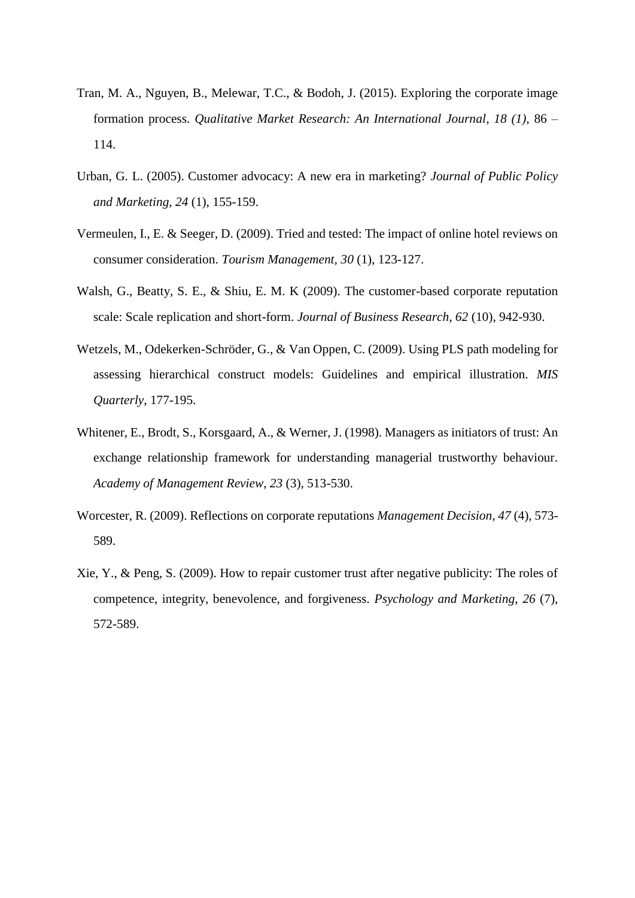Tran, M. A., Nguyen, B., Melewar, T.C., & Bodoh, J. (2015). Exploring the corporate image formation process. *Qualitative Market Research: An International Journal*, *18 (1)*, 86 – 114.

Urban, G. L. (2005). Customer advocacy: A new era in marketing? *Journal of Public Policy and Marketing*, *24* (1), 155-159.

Vermeulen, I., E. & Seeger, D. (2009). Tried and tested: The impact of online hotel reviews on consumer consideration. *Tourism Management*, *30* (1), 123-127.

Walsh, G., Beatty, S. E., & Shiu, E. M. K (2009). The customer-based corporate reputation scale: Scale replication and short-form. *Journal of Business Research, 62* (10), 942-930.

Wetzels, M., Odekerken-Schröder, G., & Van Oppen, C. (2009). Using PLS path modeling for assessing hierarchical construct models: Guidelines and empirical illustration. *MIS Quarterly*, 177-195.

Whitener, E., Brodt, S., Korsgaard, A., & Werner, J. (1998). Managers as initiators of trust: An exchange relationship framework for understanding managerial trustworthy behaviour. *Academy of Management Review*, *23* (3), 513-530.

Worcester, R. (2009). Reflections on corporate reputations *Management Decision*, *47* (4), 573-589.

Xie, Y., & Peng, S. (2009). How to repair customer trust after negative publicity: The roles of competence, integrity, benevolence, and forgiveness. *Psychology and Marketing*, *26* (7), 572-589.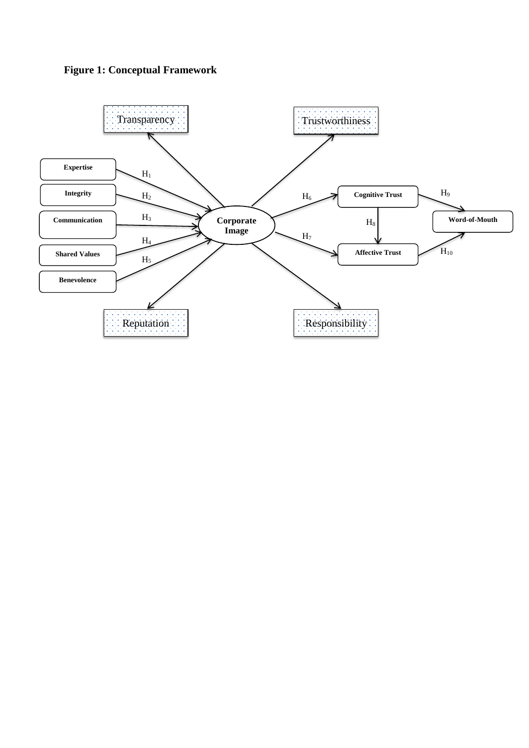**Figure 1: Conceptual Framework**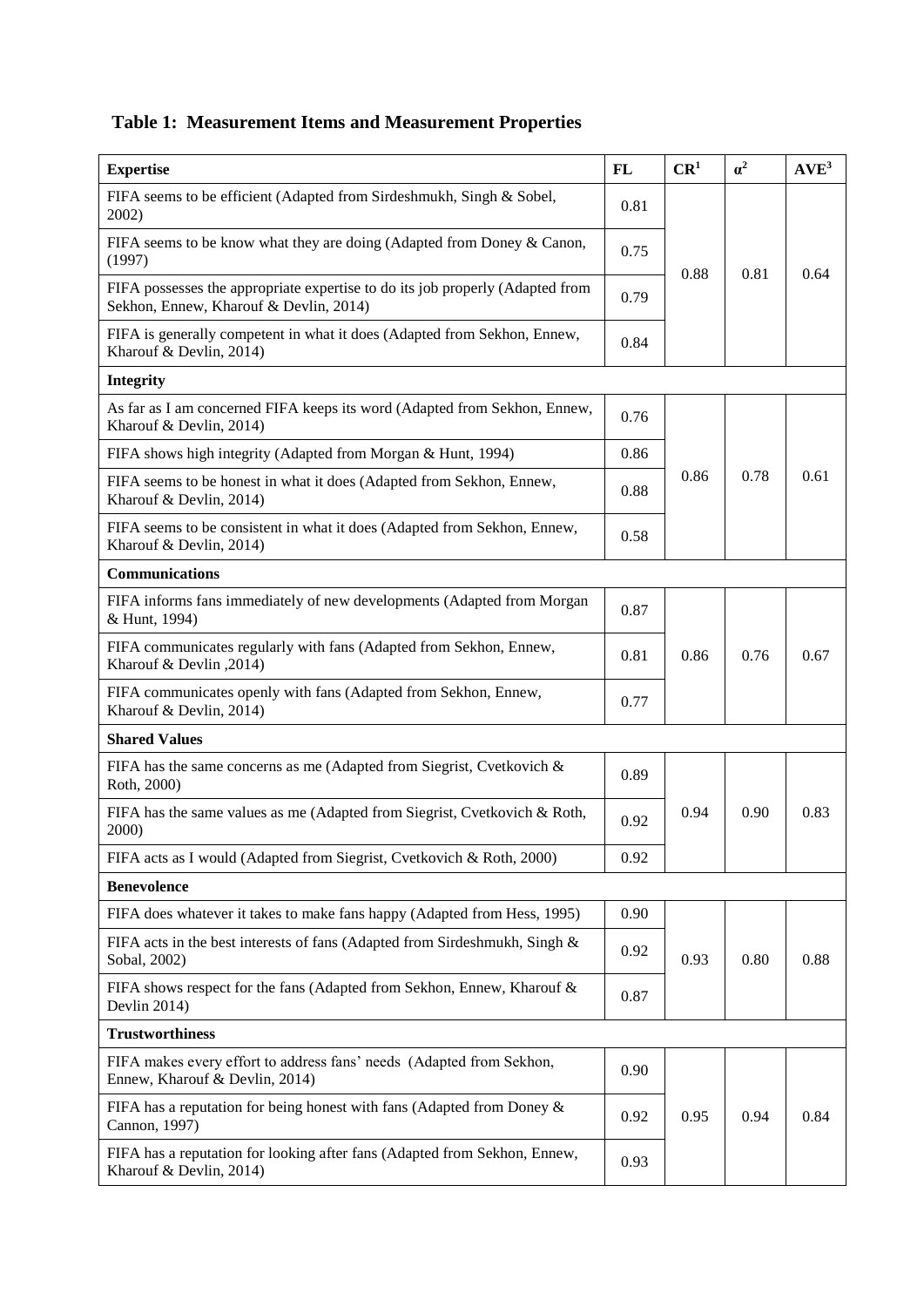**Table 1: Measurement Items and Measurement Properties**

| **Expertise** | **FL** | **CR**[1] | **α**[2] | **AVE**[3] |
|---|---|---|---|---|
| FIFA seems to be efficient (Adapted from Sirdeshmukh, Singh & Sobel, 2002) | 0.81 | 0.88 | 0.81 | 0.64 |
| FIFA seems to be know what they are doing (Adapted from Doney & Canon, (1997) | 0.75 | | | |
| FIFA possesses the appropriate expertise to do its job properly (Adapted from Sekhon, Ennew, Kharouf & Devlin, 2014) | 0.79 | | | |
| FIFA is generally competent in what it does (Adapted from Sekhon, Ennew, Kharouf & Devlin, 2014) | 0.84 | | | |
| **Integrity** | | | | |
| As far as I am concerned FIFA keeps its word (Adapted from Sekhon, Ennew, Kharouf & Devlin, 2014) | 0.76 | 0.86 | 0.78 | 0.61 |
| FIFA shows high integrity (Adapted from Morgan & Hunt, 1994) | 0.86 | | | |
| FIFA seems to be honest in what it does (Adapted from Sekhon, Ennew, Kharouf & Devlin, 2014) | 0.88 | | | |
| FIFA seems to be consistent in what it does (Adapted from Sekhon, Ennew, Kharouf & Devlin, 2014) | 0.58 | | | |
| **Communications** | | | | |
| FIFA informs fans immediately of new developments (Adapted from Morgan & Hunt, 1994) | 0.87 | 0.86 | 0.76 | 0.67 |
| FIFA communicates regularly with fans (Adapted from Sekhon, Ennew, Kharouf & Devlin ,2014) | 0.81 | | | |
| FIFA communicates openly with fans (Adapted from Sekhon, Ennew, Kharouf & Devlin, 2014) | 0.77 | | | |
| **Shared Values** | | | | |
| FIFA has the same concerns as me (Adapted from Siegrist, Cvetkovich & Roth, 2000) | 0.89 | 0.94 | 0.90 | 0.83 |
| FIFA has the same values as me (Adapted from Siegrist, Cvetkovich & Roth, 2000) | 0.92 | | | |
| FIFA acts as I would (Adapted from Siegrist, Cvetkovich & Roth, 2000) | 0.92 | | | |
| **Benevolence** | | | | |
| FIFA does whatever it takes to make fans happy (Adapted from Hess, 1995) | 0.90 | 0.93 | 0.80 | 0.88 |
| FIFA acts in the best interests of fans (Adapted from Sirdeshmukh, Singh & Sobal, 2002) | 0.92 | | | |
| FIFA shows respect for the fans (Adapted from Sekhon, Ennew, Kharouf & Devlin 2014) | 0.87 | | | |
| **Trustworthiness** | | | | |
| FIFA makes every effort to address fans' needs (Adapted from Sekhon, Ennew, Kharouf & Devlin, 2014) | 0.90 | 0.95 | 0.94 | 0.84 |
| FIFA has a reputation for being honest with fans (Adapted from Doney & Cannon, 1997) | 0.92 | | | |
| FIFA has a reputation for looking after fans (Adapted from Sekhon, Ennew, Kharouf & Devlin, 2014) | 0.93 | | | |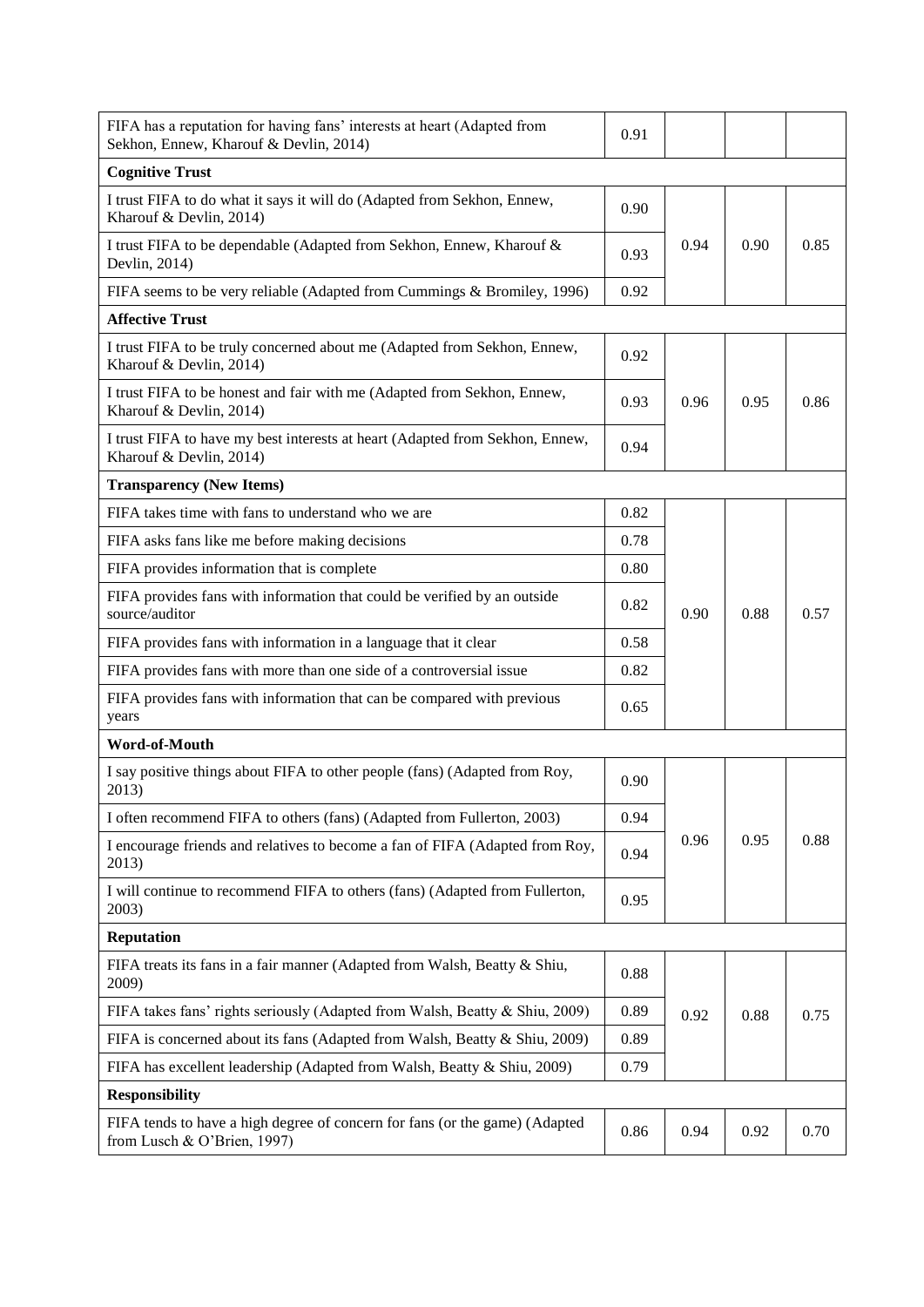| | | | | |
|---|---|---|---|---|
| FIFA has a reputation for having fans' interests at heart (Adapted from Sekhon, Ennew, Kharouf & Devlin, 2014) | 0.91 | | | |
| **Cognitive Trust** | | | | |
| I trust FIFA to do what it says it will do (Adapted from Sekhon, Ennew, Kharouf & Devlin, 2014) | 0.90 | 0.94 | 0.90 | 0.85 |
| I trust FIFA to be dependable (Adapted from Sekhon, Ennew, Kharouf & Devlin, 2014) | 0.93 | | | |
| FIFA seems to be very reliable (Adapted from Cummings & Bromiley, 1996) | 0.92 | | | |
| **Affective Trust** | | | | |
| I trust FIFA to be truly concerned about me (Adapted from Sekhon, Ennew, Kharouf & Devlin, 2014) | 0.92 | 0.96 | 0.95 | 0.86 |
| I trust FIFA to be honest and fair with me (Adapted from Sekhon, Ennew, Kharouf & Devlin, 2014) | 0.93 | | | |
| I trust FIFA to have my best interests at heart (Adapted from Sekhon, Ennew, Kharouf & Devlin, 2014) | 0.94 | | | |
| **Transparency (New Items)** | | | | |
| FIFA takes time with fans to understand who we are | 0.82 | 0.90 | 0.88 | 0.57 |
| FIFA asks fans like me before making decisions | 0.78 | | | |
| FIFA provides information that is complete | 0.80 | | | |
| FIFA provides fans with information that could be verified by an outside source/auditor | 0.82 | | | |
| FIFA provides fans with information in a language that it clear | 0.58 | | | |
| FIFA provides fans with more than one side of a controversial issue | 0.82 | | | |
| FIFA provides fans with information that can be compared with previous years | 0.65 | | | |
| **Word-of-Mouth** | | | | |
| I say positive things about FIFA to other people (fans) (Adapted from Roy, 2013) | 0.90 | 0.96 | 0.95 | 0.88 |
| I often recommend FIFA to others (fans) (Adapted from Fullerton, 2003) | 0.94 | | | |
| I encourage friends and relatives to become a fan of FIFA (Adapted from Roy, 2013) | 0.94 | | | |
| I will continue to recommend FIFA to others (fans) (Adapted from Fullerton, 2003) | 0.95 | | | |
| **Reputation** | | | | |
| FIFA treats its fans in a fair manner (Adapted from Walsh, Beatty & Shiu, 2009) | 0.88 | 0.92 | 0.88 | 0.75 |
| FIFA takes fans' rights seriously (Adapted from Walsh, Beatty & Shiu, 2009) | 0.89 | | | |
| FIFA is concerned about its fans (Adapted from Walsh, Beatty & Shiu, 2009) | 0.89 | | | |
| FIFA has excellent leadership (Adapted from Walsh, Beatty & Shiu, 2009) | 0.79 | | | |
| **Responsibility** | | | | |
| FIFA tends to have a high degree of concern for fans (or the game) (Adapted from Lusch & O'Brien, 1997) | 0.86 | 0.94 | 0.92 | 0.70 |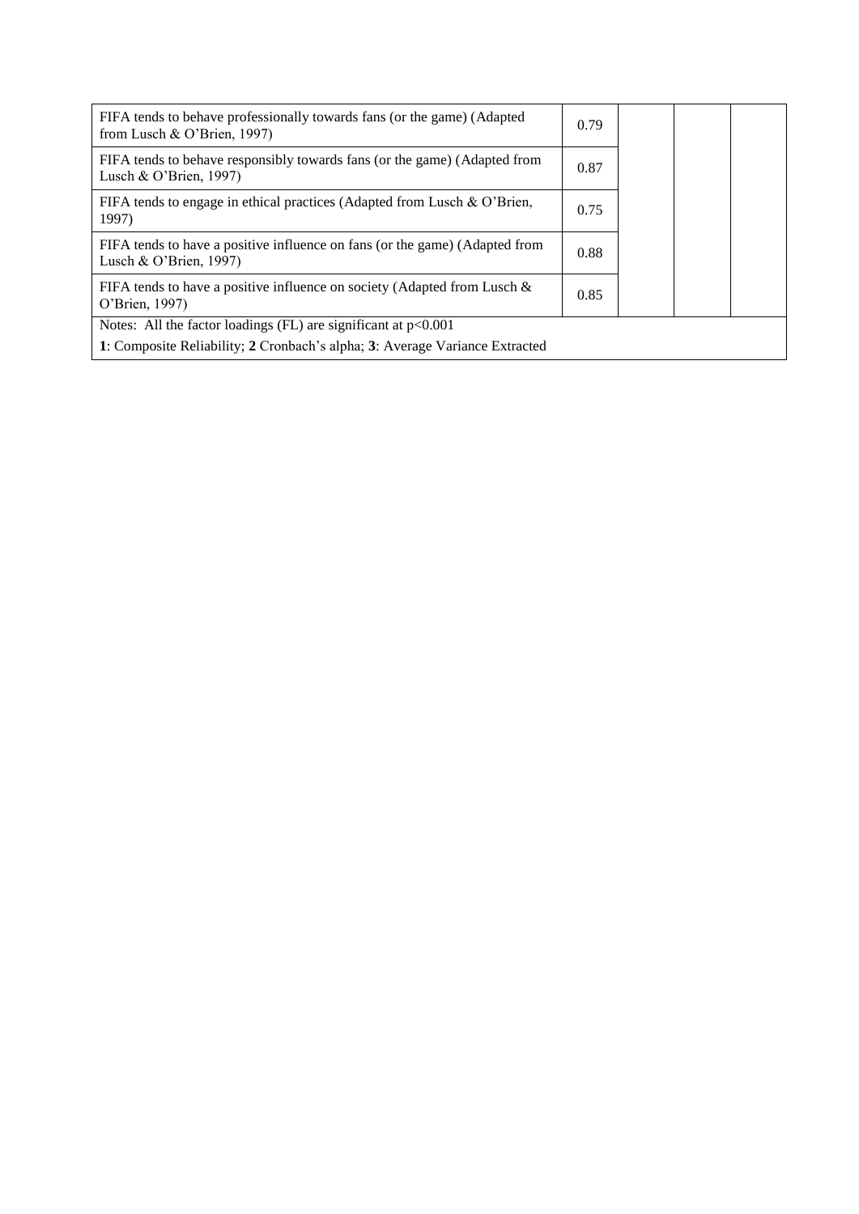| | | | | |
|---|---|---|---|---|
| FIFA tends to behave professionally towards fans (or the game) (Adapted from Lusch & O'Brien, 1997) | 0.79 | | | |
| FIFA tends to behave responsibly towards fans (or the game) (Adapted from Lusch & O'Brien, 1997) | 0.87 | | | |
| FIFA tends to engage in ethical practices (Adapted from Lusch & O'Brien, 1997) | 0.75 | | | |
| FIFA tends to have a positive influence on fans (or the game) (Adapted from Lusch & O'Brien, 1997) | 0.88 | | | |
| FIFA tends to have a positive influence on society (Adapted from Lusch & O'Brien, 1997) | 0.85 | | | |
| Notes: All the factor loadings (FL) are significant at $p<0.001$ | | | | |
| **1**: Composite Reliability; **2** Cronbach's alpha; **3**: Average Variance Extracted | | | | |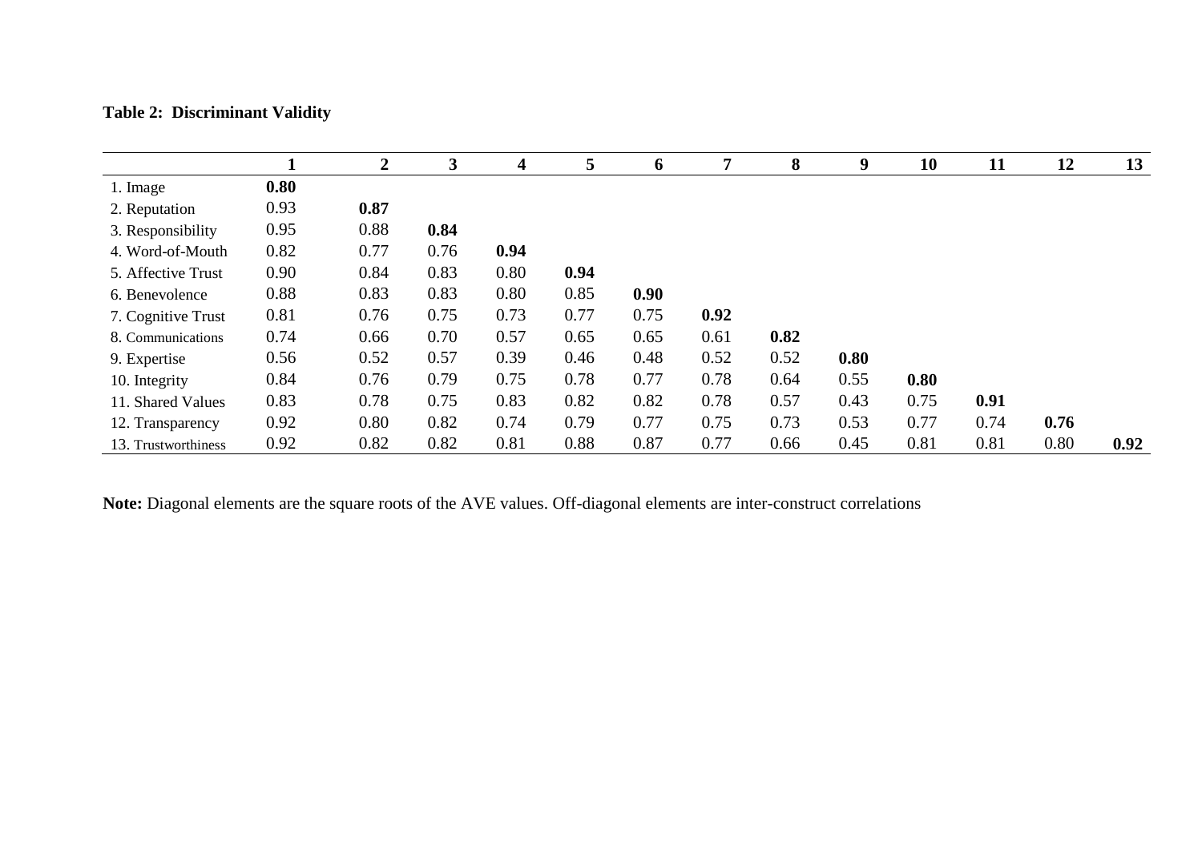**Table 2: Discriminant Validity**

| | 1 | 2 | 3 | 4 | 5 | 6 | 7 | 8 | 9 | 10 | 11 | 12 | 13 |
|---|---|---|---|---|---|---|---|---|---|---|---|---|---|
| 1. Image | **0.80** | | | | | | | | | | | | |
| 2. Reputation | 0.93 | **0.87** | | | | | | | | | | | |
| 3. Responsibility | 0.95 | 0.88 | **0.84** | | | | | | | | | | |
| 4. Word-of-Mouth | 0.82 | 0.77 | 0.76 | **0.94** | | | | | | | | | |
| 5. Affective Trust | 0.90 | 0.84 | 0.83 | 0.80 | **0.94** | | | | | | | | |
| 6. Benevolence | 0.88 | 0.83 | 0.83 | 0.80 | 0.85 | **0.90** | | | | | | | |
| 7. Cognitive Trust | 0.81 | 0.76 | 0.75 | 0.73 | 0.77 | 0.75 | **0.92** | | | | | | |
| 8. Communications | 0.74 | 0.66 | 0.70 | 0.57 | 0.65 | 0.65 | 0.61 | **0.82** | | | | | |
| 9. Expertise | 0.56 | 0.52 | 0.57 | 0.39 | 0.46 | 0.48 | 0.52 | 0.52 | **0.80** | | | | |
| 10. Integrity | 0.84 | 0.76 | 0.79 | 0.75 | 0.78 | 0.77 | 0.78 | 0.64 | 0.55 | **0.80** | | | |
| 11. Shared Values | 0.83 | 0.78 | 0.75 | 0.83 | 0.82 | 0.82 | 0.78 | 0.57 | 0.43 | 0.75 | **0.91** | | |
| 12. Transparency | 0.92 | 0.80 | 0.82 | 0.74 | 0.79 | 0.77 | 0.75 | 0.73 | 0.53 | 0.77 | 0.74 | **0.76** | |
| 13. Trustworthiness | 0.92 | 0.82 | 0.82 | 0.81 | 0.88 | 0.87 | 0.77 | 0.66 | 0.45 | 0.81 | 0.81 | 0.80 | **0.92** |

**Note:** Diagonal elements are the square roots of the AVE values. Off-diagonal elements are inter-construct correlations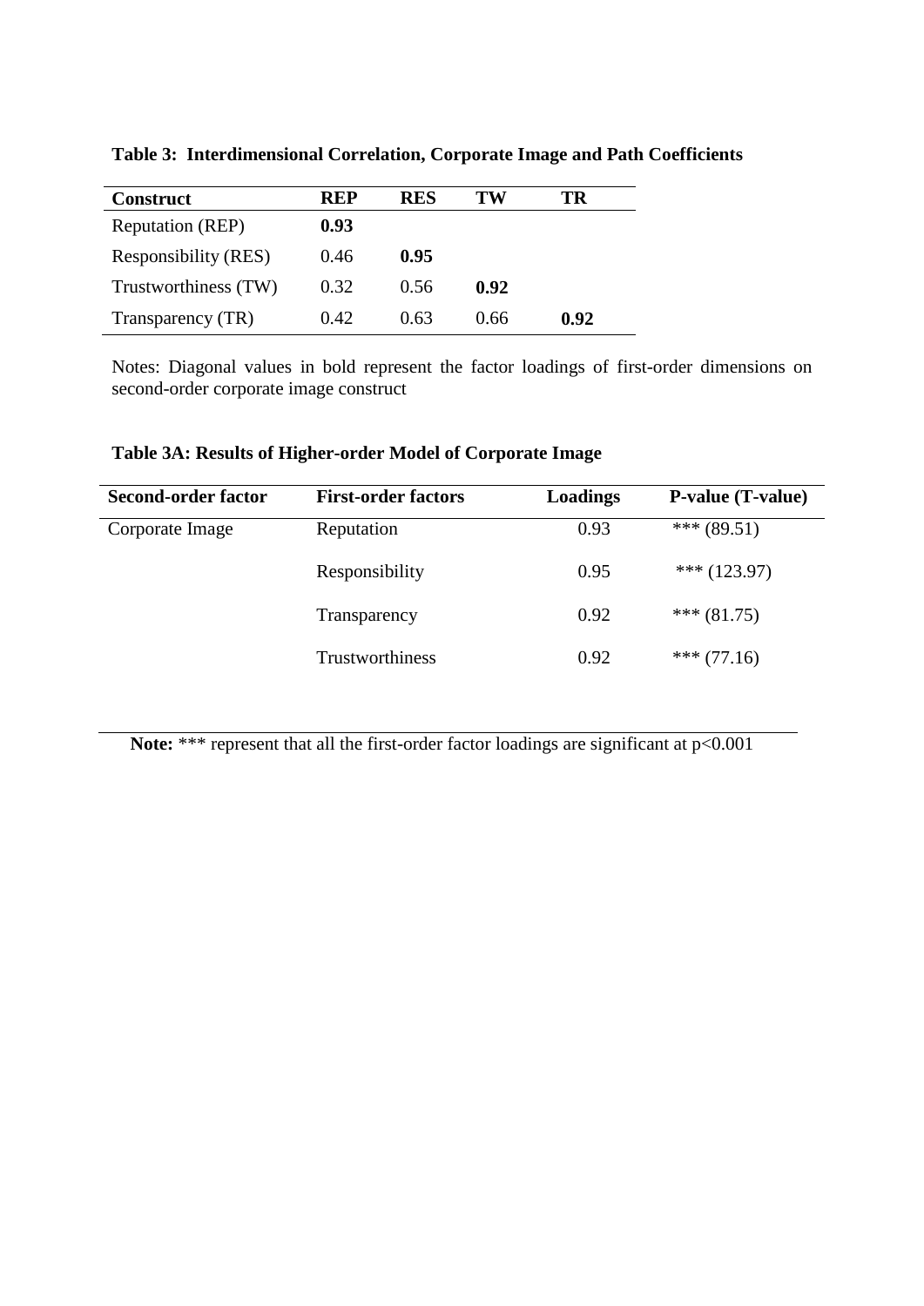**Table 3: Interdimensional Correlation, Corporate Image and Path Coefficients**

| Construct | REP | RES | TW | TR |
|---|---|---|---|---|
| Reputation (REP) | **0.93** | | | |
| Responsibility (RES) | 0.46 | **0.95** | | |
| Trustworthiness (TW) | 0.32 | 0.56 | **0.92** | |
| Transparency (TR) | 0.42 | 0.63 | 0.66 | **0.92** |

Notes: Diagonal values in bold represent the factor loadings of first-order dimensions on second-order corporate image construct

**Table 3A: Results of Higher-order Model of Corporate Image**

| Second-order factor | First-order factors | Loadings | P-value (T-value) |
|---|---|---|---|
| Corporate Image | Reputation | 0.93 | *** (89.51) |
| | Responsibility | 0.95 | *** (123.97) |
| | Transparency | 0.92 | *** (81.75) |
| | Trustworthiness | 0.92 | *** (77.16) |

**Note:** *** represent that all the first-order factor loadings are significant at $p<0.001$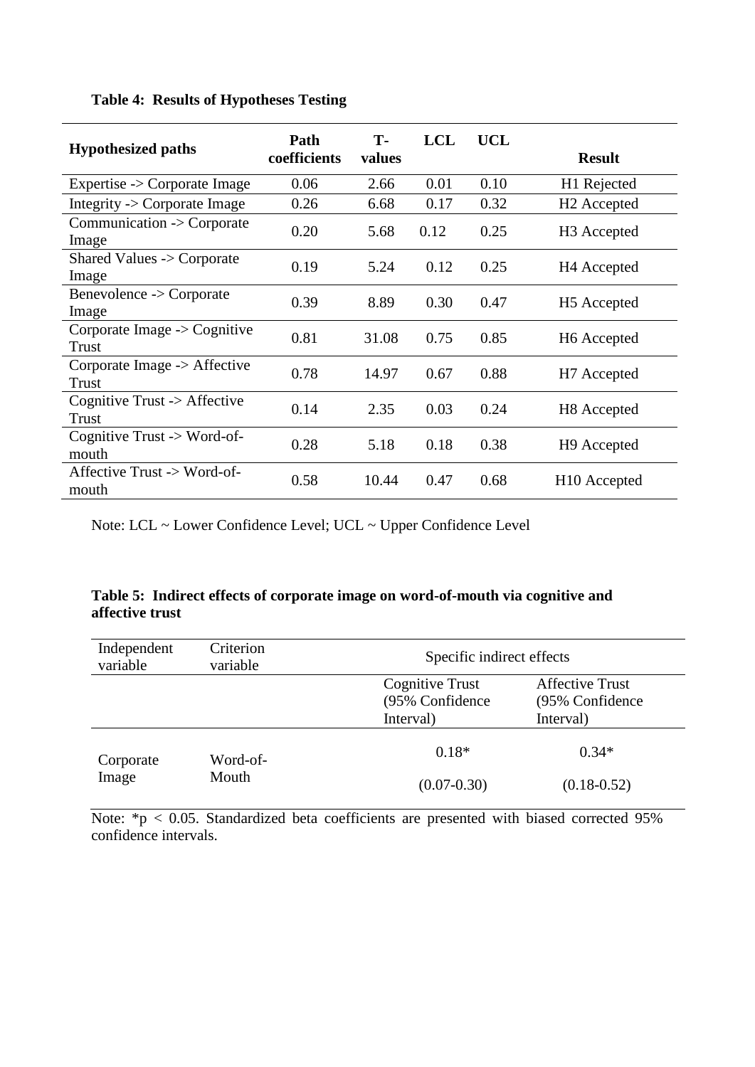**Table 4: Results of Hypotheses Testing**

| Hypothesized paths | Path coefficients | T-values | LCL | UCL | Result |
|---|---|---|---|---|---|
| Expertise -> Corporate Image | 0.06 | 2.66 | 0.01 | 0.10 | H1 Rejected |
| Integrity -> Corporate Image | 0.26 | 6.68 | 0.17 | 0.32 | H2 Accepted |
| Communication -> Corporate Image | 0.20 | 5.68 | 0.12 | 0.25 | H3 Accepted |
| Shared Values -> Corporate Image | 0.19 | 5.24 | 0.12 | 0.25 | H4 Accepted |
| Benevolence -> Corporate Image | 0.39 | 8.89 | 0.30 | 0.47 | H5 Accepted |
| Corporate Image -> Cognitive Trust | 0.81 | 31.08 | 0.75 | 0.85 | H6 Accepted |
| Corporate Image -> Affective Trust | 0.78 | 14.97 | 0.67 | 0.88 | H7 Accepted |
| Cognitive Trust -> Affective Trust | 0.14 | 2.35 | 0.03 | 0.24 | H8 Accepted |
| Cognitive Trust -> Word-of-mouth | 0.28 | 5.18 | 0.18 | 0.38 | H9 Accepted |
| Affective Trust -> Word-of-mouth | 0.58 | 10.44 | 0.47 | 0.68 | H10 Accepted |

Note: LCL ~ Lower Confidence Level; UCL ~ Upper Confidence Level

**Table 5: Indirect effects of corporate image on word-of-mouth via cognitive and affective trust**

| Independent variable | Criterion variable | Specific indirect effects | |
|---|---|---|---|
| | | Cognitive Trust (95% Confidence Interval) | Affective Trust (95% Confidence Interval) |
| Corporate Image | Word-of-Mouth | 0.18* (0.07-0.30) | 0.34* (0.18-0.52) |

Note: $*p < 0.05$. Standardized beta coefficients are presented with biased corrected 95% confidence intervals.